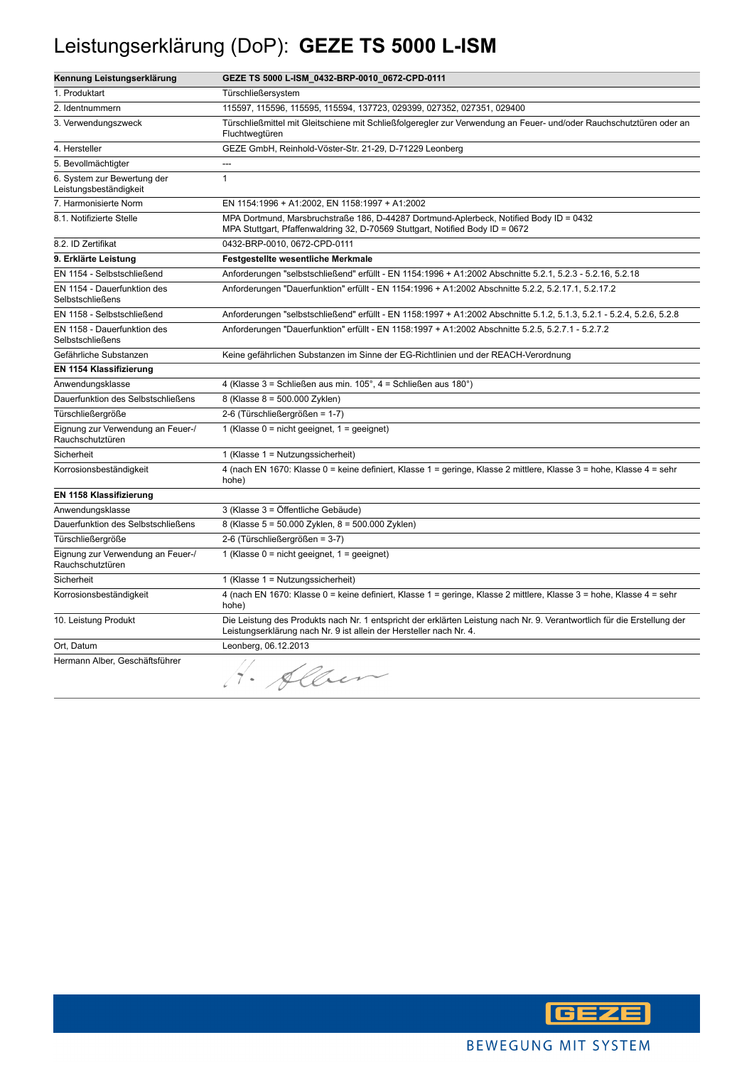# Leistungserklärung (DoP): **GEZE TS 5000 L-ISM**

| **Kennung Leistungserklärung** | **GEZE TS 5000 L-ISM_0432-BRP-0010_0672-CPD-0111** |
|---|---|
| 1. Produktart | Türschließersystem |
| 2. Identnummern | 115597, 115596, 115595, 115594, 137723, 029399, 027352, 027351, 029400 |
| 3. Verwendungszweck | Türschließmittel mit Gleitschiene mit Schließfolgeregler zur Verwendung an Feuer- und/oder Rauchschutztüren oder an Fluchtwegtüren |
| 4. Hersteller | GEZE GmbH, Reinhold-Vöster-Str. 21-29, D-71229 Leonberg |
| 5. Bevollmächtigter | --- |
| 6. System zur Bewertung der Leistungsbeständigkeit | 1 |
| 7. Harmonisierte Norm | EN 1154:1996 + A1:2002, EN 1158:1997 + A1:2002 |
| 8.1. Notifizierte Stelle | MPA Dortmund, Marsbruchstraße 186, D-44287 Dortmund-Aplerbeck, Notified Body ID = 0432<br>MPA Stuttgart, Pfaffenwaldring 32, D-70569 Stuttgart, Notified Body ID = 0672 |
| 8.2. ID Zertifikat | 0432-BRP-0010, 0672-CPD-0111 |
| **9. Erklärte Leistung** | **Festgestellte wesentliche Merkmale** |
| EN 1154 - Selbstschließend | Anforderungen "selbstschließend" erfüllt - EN 1154:1996 + A1:2002 Abschnitte 5.2.1, 5.2.3 - 5.2.16, 5.2.18 |
| EN 1154 - Dauerfunktion des Selbstschließens | Anforderungen "Dauerfunktion" erfüllt - EN 1154:1996 + A1:2002 Abschnitte 5.2.2, 5.2.17.1, 5.2.17.2 |
| EN 1158 - Selbstschließend | Anforderungen "selbstschließend" erfüllt - EN 1158:1997 + A1:2002 Abschnitte 5.1.2, 5.1.3, 5.2.1 - 5.2.4, 5.2.6, 5.2.8 |
| EN 1158 - Dauerfunktion des Selbstschließens | Anforderungen "Dauerfunktion" erfüllt - EN 1158:1997 + A1:2002 Abschnitte 5.2.5, 5.2.7.1 - 5.2.7.2 |
| Gefährliche Substanzen | Keine gefährlichen Substanzen im Sinne der EG-Richtlinien und der REACH-Verordnung |
| **EN 1154 Klassifizierung** | |
| Anwendungsklasse | 4 (Klasse 3 = Schließen aus min. 105°, 4 = Schließen aus 180°) |
| Dauerfunktion des Selbstschließens | 8 (Klasse 8 = 500.000 Zyklen) |
| Türschließergröße | 2-6 (Türschließergrößen = 1-7) |
| Eignung zur Verwendung an Feuer-/ Rauchschutztüren | 1 (Klasse 0 = nicht geeignet, 1 = geeignet) |
| Sicherheit | 1 (Klasse 1 = Nutzungssicherheit) |
| Korrosionsbeständigkeit | 4 (nach EN 1670: Klasse 0 = keine definiert, Klasse 1 = geringe, Klasse 2 mittlere, Klasse 3 = hohe, Klasse 4 = sehr hohe) |
| **EN 1158 Klassifizierung** | |
| Anwendungsklasse | 3 (Klasse 3 = Öffentliche Gebäude) |
| Dauerfunktion des Selbstschließens | 8 (Klasse 5 = 50.000 Zyklen, 8 = 500.000 Zyklen) |
| Türschließergröße | 2-6 (Türschließergrößen = 3-7) |
| Eignung zur Verwendung an Feuer-/ Rauchschutztüren | 1 (Klasse 0 = nicht geeignet, 1 = geeignet) |
| Sicherheit | 1 (Klasse 1 = Nutzungssicherheit) |
| Korrosionsbeständigkeit | 4 (nach EN 1670: Klasse 0 = keine definiert, Klasse 1 = geringe, Klasse 2 mittlere, Klasse 3 = hohe, Klasse 4 = sehr hohe) |
| 10. Leistung Produkt | Die Leistung des Produkts nach Nr. 1 entspricht der erklärten Leistung nach Nr. 9. Verantwortlich für die Erstellung der Leistungserklärung nach Nr. 9 ist allein der Hersteller nach Nr. 4. |
| Ort, Datum | Leonberg, 06.12.2013 |
| Hermann Alber, Geschäftsführer | H. Alber |

GEZE

BEWEGUNG MIT SYSTEM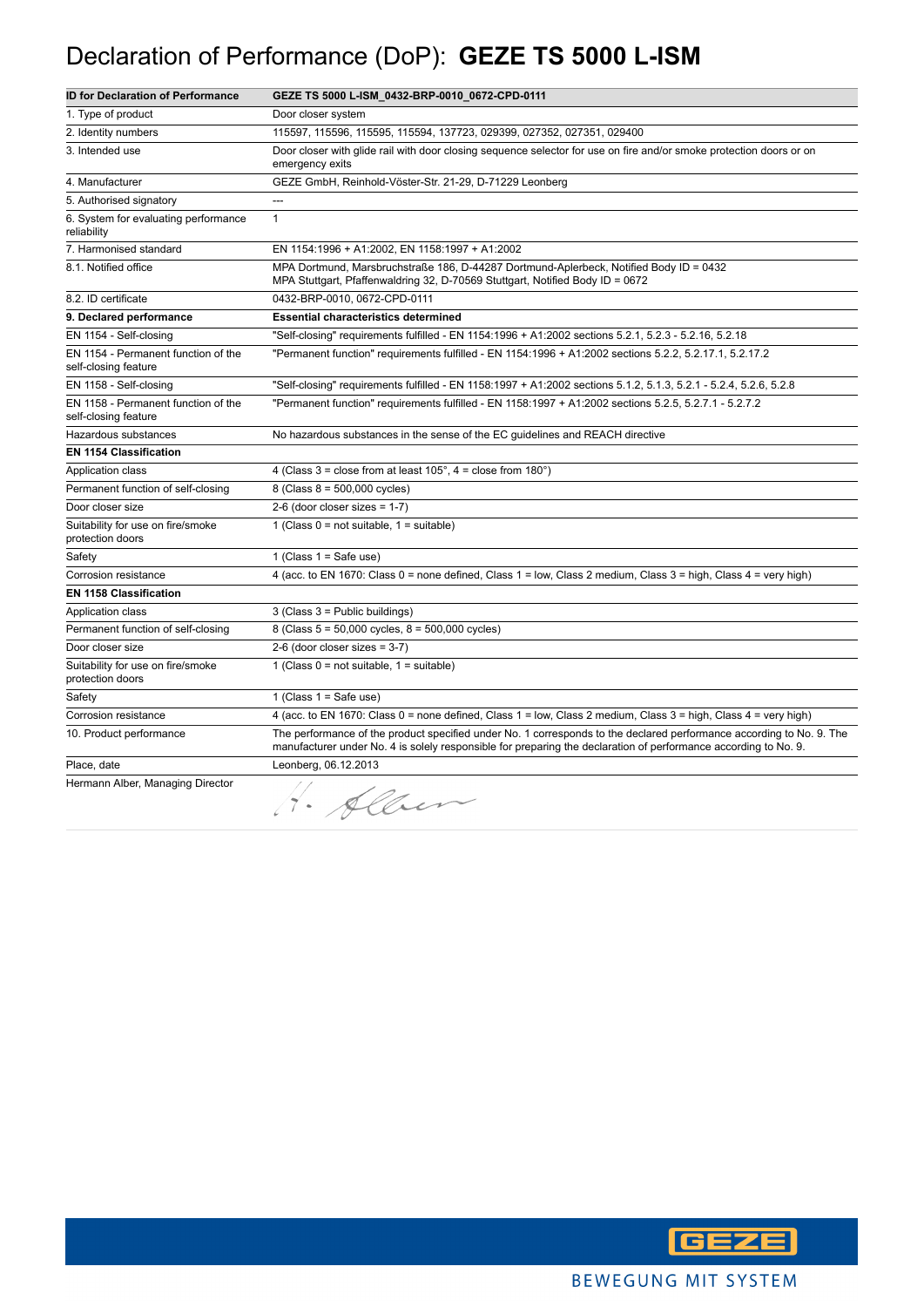# Declaration of Performance (DoP): **GEZE TS 5000 L-ISM**

| **ID for Declaration of Performance** | **GEZE TS 5000 L-ISM_0432-BRP-0010_0672-CPD-0111** |
|---|---|
| 1. Type of product | Door closer system |
| 2. Identity numbers | 115597, 115596, 115595, 115594, 137723, 029399, 027352, 027351, 029400 |
| 3. Intended use | Door closer with glide rail with door closing sequence selector for use on fire and/or smoke protection doors or on emergency exits |
| 4. Manufacturer | GEZE GmbH, Reinhold-Vöster-Str. 21-29, D-71229 Leonberg |
| 5. Authorised signatory | --- |
| 6. System for evaluating performance reliability | 1 |
| 7. Harmonised standard | EN 1154:1996 + A1:2002, EN 1158:1997 + A1:2002 |
| 8.1. Notified office | MPA Dortmund, Marsbruchstraße 186, D-44287 Dortmund-Aplerbeck, Notified Body ID = 0432<br>MPA Stuttgart, Pfaffenwaldring 32, D-70569 Stuttgart, Notified Body ID = 0672 |
| 8.2. ID certificate | 0432-BRP-0010, 0672-CPD-0111 |
| **9. Declared performance** | **Essential characteristics determined** |
| EN 1154 - Self-closing | "Self-closing" requirements fulfilled - EN 1154:1996 + A1:2002 sections 5.2.1, 5.2.3 - 5.2.16, 5.2.18 |
| EN 1154 - Permanent function of the self-closing feature | "Permanent function" requirements fulfilled - EN 1154:1996 + A1:2002 sections 5.2.2, 5.2.17.1, 5.2.17.2 |
| EN 1158 - Self-closing | "Self-closing" requirements fulfilled - EN 1158:1997 + A1:2002 sections 5.1.2, 5.1.3, 5.2.1 - 5.2.4, 5.2.6, 5.2.8 |
| EN 1158 - Permanent function of the self-closing feature | "Permanent function" requirements fulfilled - EN 1158:1997 + A1:2002 sections 5.2.5, 5.2.7.1 - 5.2.7.2 |
| Hazardous substances | No hazardous substances in the sense of the EC guidelines and REACH directive |
| **EN 1154 Classification** | |
| Application class | 4 (Class 3 = close from at least 105°, 4 = close from 180°) |
| Permanent function of self-closing | 8 (Class 8 = 500,000 cycles) |
| Door closer size | 2-6 (door closer sizes = 1-7) |
| Suitability for use on fire/smoke protection doors | 1 (Class 0 = not suitable, 1 = suitable) |
| Safety | 1 (Class 1 = Safe use) |
| Corrosion resistance | 4 (acc. to EN 1670: Class 0 = none defined, Class 1 = low, Class 2 medium, Class 3 = high, Class 4 = very high) |
| **EN 1158 Classification** | |
| Application class | 3 (Class 3 = Public buildings) |
| Permanent function of self-closing | 8 (Class 5 = 50,000 cycles, 8 = 500,000 cycles) |
| Door closer size | 2-6 (door closer sizes = 3-7) |
| Suitability for use on fire/smoke protection doors | 1 (Class 0 = not suitable, 1 = suitable) |
| Safety | 1 (Class 1 = Safe use) |
| Corrosion resistance | 4 (acc. to EN 1670: Class 0 = none defined, Class 1 = low, Class 2 medium, Class 3 = high, Class 4 = very high) |
| 10. Product performance | The performance of the product specified under No. 1 corresponds to the declared performance according to No. 9. The manufacturer under No. 4 is solely responsible for preparing the declaration of performance according to No. 9. |
| Place, date | Leonberg, 06.12.2013 |
| Hermann Alber, Managing Director | H. Alber |

GEZE

BEWEGUNG MIT SYSTEM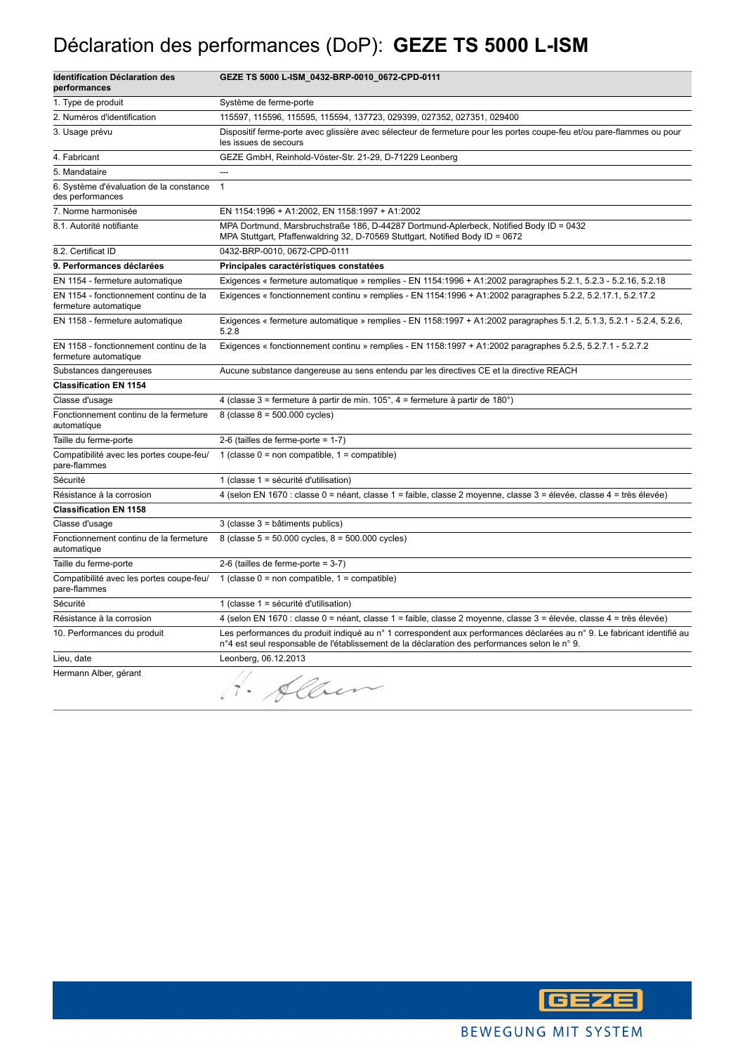# Déclaration des performances (DoP): **GEZE TS 5000 L-ISM**

| **Identification Déclaration des performances** | **GEZE TS 5000 L-ISM_0432-BRP-0010_0672-CPD-0111** |
|---|---|
| 1. Type de produit | Système de ferme-porte |
| 2. Numéros d'identification | 115597, 115596, 115595, 115594, 137723, 029399, 027352, 027351, 029400 |
| 3. Usage prévu | Dispositif ferme-porte avec glissière avec sélecteur de fermeture pour les portes coupe-feu et/ou pare-flammes ou pour les issues de secours |
| 4. Fabricant | GEZE GmbH, Reinhold-Vöster-Str. 21-29, D-71229 Leonberg |
| 5. Mandataire | --- |
| 6. Système d'évaluation de la constance des performances | 1 |
| 7. Norme harmonisée | EN 1154:1996 + A1:2002, EN 1158:1997 + A1:2002 |
| 8.1. Autorité notifiante | MPA Dortmund, Marsbruchstraße 186, D-44287 Dortmund-Aplerbeck, Notified Body ID = 0432<br>MPA Stuttgart, Pfaffenwaldring 32, D-70569 Stuttgart, Notified Body ID = 0672 |
| 8.2. Certificat ID | 0432-BRP-0010, 0672-CPD-0111 |
| **9. Performances déclarées** | **Principales caractéristiques constatées** |
| EN 1154 - fermeture automatique | Exigences « fermeture automatique » remplies - EN 1154:1996 + A1:2002 paragraphes 5.2.1, 5.2.3 - 5.2.16, 5.2.18 |
| EN 1154 - fonctionnement continu de la fermeture automatique | Exigences « fonctionnement continu » remplies - EN 1154:1996 + A1:2002 paragraphes 5.2.2, 5.2.17.1, 5.2.17.2 |
| EN 1158 - fermeture automatique | Exigences « fermeture automatique » remplies - EN 1158:1997 + A1:2002 paragraphes 5.1.2, 5.1.3, 5.2.1 - 5.2.4, 5.2.6, 5.2.8 |
| EN 1158 - fonctionnement continu de la fermeture automatique | Exigences « fonctionnement continu » remplies - EN 1158:1997 + A1:2002 paragraphes 5.2.5, 5.2.7.1 - 5.2.7.2 |
| Substances dangereuses | Aucune substance dangereuse au sens entendu par les directives CE et la directive REACH |
| **Classification EN 1154** | |
| Classe d'usage | 4 (classe 3 = fermeture à partir de min. 105°, 4 = fermeture à partir de 180°) |
| Fonctionnement continu de la fermeture automatique | 8 (classe 8 = 500.000 cycles) |
| Taille du ferme-porte | 2-6 (tailles de ferme-porte = 1-7) |
| Compatibilité avec les portes coupe-feu/ pare-flammes | 1 (classe 0 = non compatible, 1 = compatible) |
| Sécurité | 1 (classe 1 = sécurité d'utilisation) |
| Résistance à la corrosion | 4 (selon EN 1670 : classe 0 = néant, classe 1 = faible, classe 2 moyenne, classe 3 = élevée, classe 4 = très élevée) |
| **Classification EN 1158** | |
| Classe d'usage | 3 (classe 3 = bâtiments publics) |
| Fonctionnement continu de la fermeture automatique | 8 (classe 5 = 50.000 cycles, 8 = 500.000 cycles) |
| Taille du ferme-porte | 2-6 (tailles de ferme-porte = 3-7) |
| Compatibilité avec les portes coupe-feu/ pare-flammes | 1 (classe 0 = non compatible, 1 = compatible) |
| Sécurité | 1 (classe 1 = sécurité d'utilisation) |
| Résistance à la corrosion | 4 (selon EN 1670 : classe 0 = néant, classe 1 = faible, classe 2 moyenne, classe 3 = élevée, classe 4 = très élevée) |
| 10. Performances du produit | Les performances du produit indiqué au n° 1 correspondent aux performances déclarées au n° 9. Le fabricant identifié au n°4 est seul responsable de l'établissement de la déclaration des performances selon le n° 9. |
| Lieu, date | Leonberg, 06.12.2013 |
| Hermann Alber, gérant | H. Alber |

GEZE

BEWEGUNG MIT SYSTEM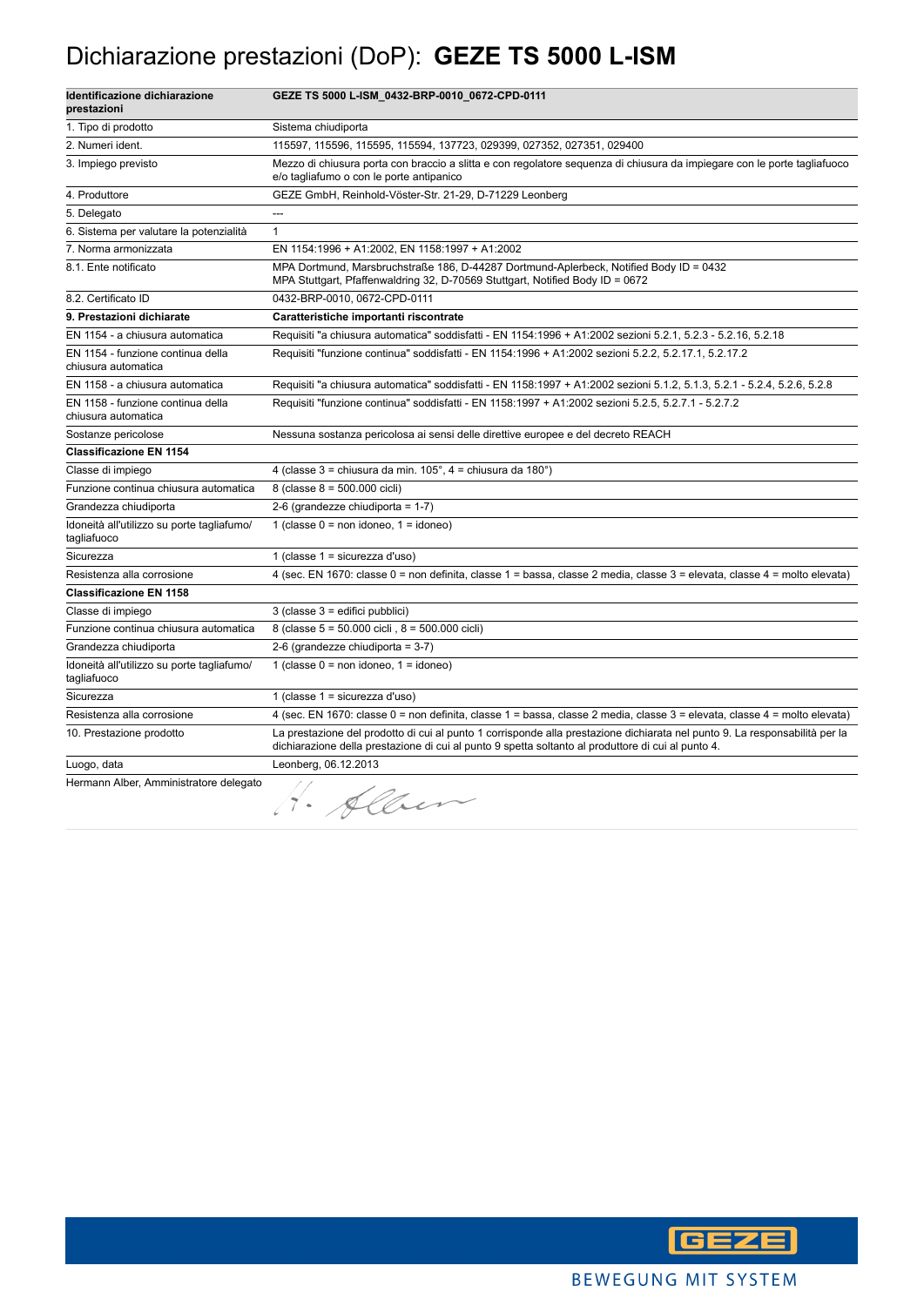# Dichiarazione prestazioni (DoP): **GEZE TS 5000 L-ISM**

| **Identificazione dichiarazione prestazioni** | **GEZE TS 5000 L-ISM_0432-BRP-0010_0672-CPD-0111** |
|---|---|
| 1. Tipo di prodotto | Sistema chiudiporta |
| 2. Numeri ident. | 115597, 115596, 115595, 115594, 137723, 029399, 027352, 027351, 029400 |
| 3. Impiego previsto | Mezzo di chiusura porta con braccio a slitta e con regolatore sequenza di chiusura da impiegare con le porte tagliafuoco e/o tagliafumo o con le porte antipanico |
| 4. Produttore | GEZE GmbH, Reinhold-Vöster-Str. 21-29, D-71229 Leonberg |
| 5. Delegato | --- |
| 6. Sistema per valutare la potenzialità | 1 |
| 7. Norma armonizzata | EN 1154:1996 + A1:2002, EN 1158:1997 + A1:2002 |
| 8.1. Ente notificato | MPA Dortmund, Marsbruchstraße 186, D-44287 Dortmund-Aplerbeck, Notified Body ID = 0432<br>MPA Stuttgart, Pfaffenwaldring 32, D-70569 Stuttgart, Notified Body ID = 0672 |
| 8.2. Certificato ID | 0432-BRP-0010, 0672-CPD-0111 |
| **9. Prestazioni dichiarate** | **Caratteristiche importanti riscontrate** |
| EN 1154 - a chiusura automatica | Requisiti "a chiusura automatica" soddisfatti - EN 1154:1996 + A1:2002 sezioni 5.2.1, 5.2.3 - 5.2.16, 5.2.18 |
| EN 1154 - funzione continua della chiusura automatica | Requisiti "funzione continua" soddisfatti - EN 1154:1996 + A1:2002 sezioni 5.2.2, 5.2.17.1, 5.2.17.2 |
| EN 1158 - a chiusura automatica | Requisiti "a chiusura automatica" soddisfatti - EN 1158:1997 + A1:2002 sezioni 5.1.2, 5.1.3, 5.2.1 - 5.2.4, 5.2.6, 5.2.8 |
| EN 1158 - funzione continua della chiusura automatica | Requisiti "funzione continua" soddisfatti - EN 1158:1997 + A1:2002 sezioni 5.2.5, 5.2.7.1 - 5.2.7.2 |
| Sostanze pericolose | Nessuna sostanza pericolosa ai sensi delle direttive europee e del decreto REACH |
| **Classificazione EN 1154** | |
| Classe di impiego | 4 (classe 3 = chiusura da min. 105°, 4 = chiusura da 180°) |
| Funzione continua chiusura automatica | 8 (classe 8 = 500.000 cicli) |
| Grandezza chiudiporta | 2-6 (grandezze chiudiporta = 1-7) |
| Idoneità all'utilizzo su porte tagliafumo/ tagliafuoco | 1 (classe 0 = non idoneo, 1 = idoneo) |
| Sicurezza | 1 (classe 1 = sicurezza d'uso) |
| Resistenza alla corrosione | 4 (sec. EN 1670: classe 0 = non definita, classe 1 = bassa, classe 2 media, classe 3 = elevata, classe 4 = molto elevata) |
| **Classificazione EN 1158** | |
| Classe di impiego | 3 (classe 3 = edifici pubblici) |
| Funzione continua chiusura automatica | 8 (classe 5 = 50.000 cicli , 8 = 500.000 cicli) |
| Grandezza chiudiporta | 2-6 (grandezze chiudiporta = 3-7) |
| Idoneità all'utilizzo su porte tagliafumo/ tagliafuoco | 1 (classe 0 = non idoneo, 1 = idoneo) |
| Sicurezza | 1 (classe 1 = sicurezza d'uso) |
| Resistenza alla corrosione | 4 (sec. EN 1670: classe 0 = non definita, classe 1 = bassa, classe 2 media, classe 3 = elevata, classe 4 = molto elevata) |
| 10. Prestazione prodotto | La prestazione del prodotto di cui al punto 1 corrisponde alla prestazione dichiarata nel punto 9. La responsabilità per la dichiarazione della prestazione di cui al punto 9 spetta soltanto al produttore di cui al punto 4. |
| Luogo, data | Leonberg, 06.12.2013 |
| Hermann Alber, Amministratore delegato | H. Alber |

GEZE

BEWEGUNG MIT SYSTEM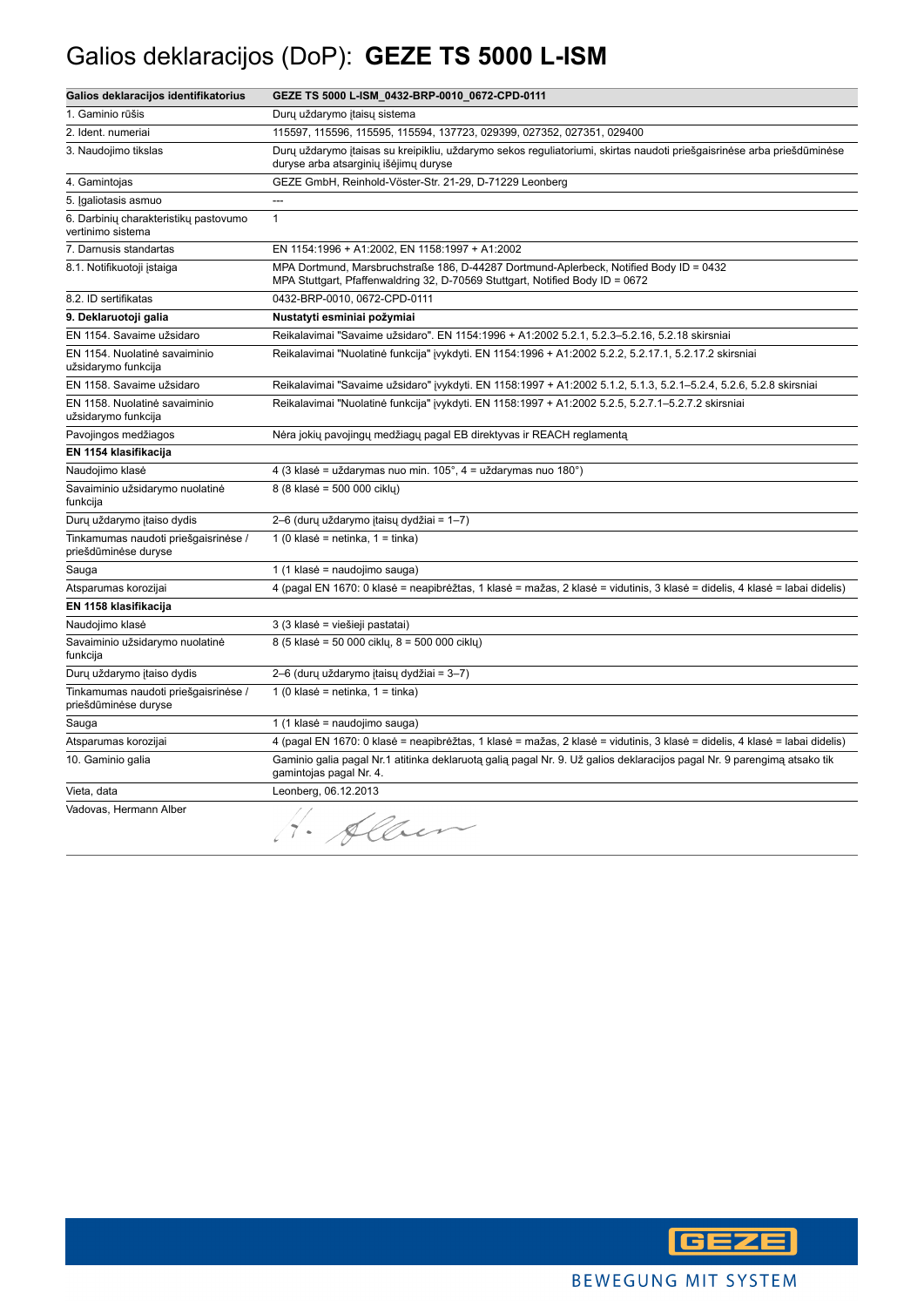# Galios deklaracijos (DoP): **GEZE TS 5000 L-ISM**

| **Galios deklaracijos identifikatorius** | **GEZE TS 5000 L-ISM_0432-BRP-0010_0672-CPD-0111** |
|---|---|
| 1. Gaminio rūšis | Durų uždarymo įtaisų sistema |
| 2. Ident. numeriai | 115597, 115596, 115595, 115594, 137723, 029399, 027352, 027351, 029400 |
| 3. Naudojimo tikslas | Durų uždarymo įtaisas su kreipikliu, uždarymo sekos reguliatoriumi, skirtas naudoti priešgaisrinėse arba priešdūminėse duryse arba atsarginių išėjimų duryse |
| 4. Gamintojas | GEZE GmbH, Reinhold-Vöster-Str. 21-29, D-71229 Leonberg |
| 5. Įgaliotasis asmuo | --- |
| 6. Darbinių charakteristikų pastovumo vertinimo sistema | 1 |
| 7. Darnusis standartas | EN 1154:1996 + A1:2002, EN 1158:1997 + A1:2002 |
| 8.1. Notifikuotoji įstaiga | MPA Dortmund, Marsbruchstraße 186, D-44287 Dortmund-Aplerbeck, Notified Body ID = 0432<br>MPA Stuttgart, Pfaffenwaldring 32, D-70569 Stuttgart, Notified Body ID = 0672 |
| 8.2. ID sertifikatas | 0432-BRP-0010, 0672-CPD-0111 |
| **9. Deklaruotoji galia** | **Nustatyti esminiai požymiai** |
| EN 1154. Savaime užsidaro | Reikalavimai "Savaime užsidaro". EN 1154:1996 + A1:2002 5.2.1, 5.2.3–5.2.16, 5.2.18 skirsniai |
| EN 1154. Nuolatinė savaiminio užsidarymo funkcija | Reikalavimai "Nuolatinė funkcija" įvykdyti. EN 1154:1996 + A1:2002 5.2.2, 5.2.17.1, 5.2.17.2 skirsniai |
| EN 1158. Savaime užsidaro | Reikalavimai "Savaime užsidaro" įvykdyti. EN 1158:1997 + A1:2002 5.1.2, 5.1.3, 5.2.1–5.2.4, 5.2.6, 5.2.8 skirsniai |
| EN 1158. Nuolatinė savaiminio užsidarymo funkcija | Reikalavimai "Nuolatinė funkcija" įvykdyti. EN 1158:1997 + A1:2002 5.2.5, 5.2.7.1–5.2.7.2 skirsniai |
| Pavojingos medžiagos | Nėra jokių pavojingų medžiagų pagal EB direktyvas ir REACH reglamentą |
| **EN 1154 klasifikacija** | |
| Naudojimo klasė | 4 (3 klasė = uždarymas nuo min. 105°, 4 = uždarymas nuo 180°) |
| Savaiminio užsidarymo nuolatinė funkcija | 8 (8 klasė = 500 000 ciklų) |
| Durų uždarymo įtaiso dydis | 2–6 (durų uždarymo įtaisų dydžiai = 1–7) |
| Tinkamumas naudoti priešgaisrinėse / priešdūminėse duryse | 1 (0 klasė = netinka, 1 = tinka) |
| Sauga | 1 (1 klasė = naudojimo sauga) |
| Atsparumas korozijai | 4 (pagal EN 1670: 0 klasė = neapibrėžtas, 1 klasė = mažas, 2 klasė = vidutinis, 3 klasė = didelis, 4 klasė = labai didelis) |
| **EN 1158 klasifikacija** | |
| Naudojimo klasė | 3 (3 klasė = viešieji pastatai) |
| Savaiminio užsidarymo nuolatinė funkcija | 8 (5 klasė = 50 000 ciklų, 8 = 500 000 ciklų) |
| Durų uždarymo įtaiso dydis | 2–6 (durų uždarymo įtaisų dydžiai = 3–7) |
| Tinkamumas naudoti priešgaisrinėse / priešdūminėse duryse | 1 (0 klasė = netinka, 1 = tinka) |
| Sauga | 1 (1 klasė = naudojimo sauga) |
| Atsparumas korozijai | 4 (pagal EN 1670: 0 klasė = neapibrėžtas, 1 klasė = mažas, 2 klasė = vidutinis, 3 klasė = didelis, 4 klasė = labai didelis) |
| 10. Gaminio galia | Gaminio galia pagal Nr.1 atitinka deklaruotą galią pagal Nr. 9. Už galios deklaracijos pagal Nr. 9 parengimą atsako tik gamintojas pagal Nr. 4. |
| Vieta, data | Leonberg, 06.12.2013 |
| Vadovas, Hermann Alber | H. Alber |

GEZE

BEWEGUNG MIT SYSTEM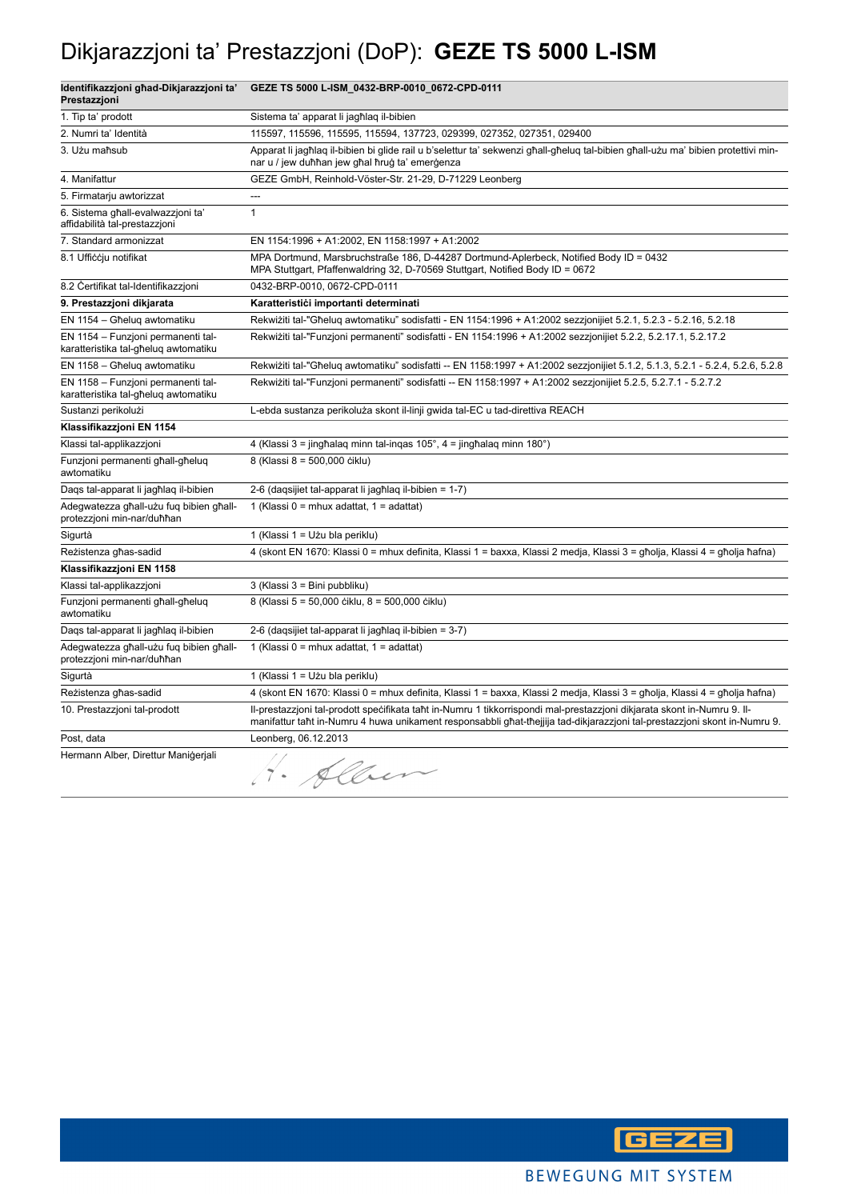# Dikjarazzjoni ta' Prestazzjoni (DoP): **GEZE TS 5000 L-ISM**

| **Identifikazzjoni għad-Dikjarazzjoni ta' Prestazzjoni** | **GEZE TS 5000 L-ISM_0432-BRP-0010_0672-CPD-0111** |
|---|---|
| 1. Tip ta' prodott | Sistema ta' apparat li jagħlaq il-bibien |
| 2. Numri ta' Identità | 115597, 115596, 115595, 115594, 137723, 029399, 027352, 027351, 029400 |
| 3. Użu maħsub | Apparat li jagħlaq il-bibien bi glide rail u b'selettur ta' sekwenzi għall-għeluq tal-bibien għall-użu ma' bibien protettivi min-nar u / jew duħħan jew għal ħruġ ta' emerġenza |
| 4. Manifattur | GEZE GmbH, Reinhold-Vöster-Str. 21-29, D-71229 Leonberg |
| 5. Firmatarju awtorizzat | --- |
| 6. Sistema għall-evalwazzjoni ta' affidabilità tal-prestazzjoni | 1 |
| 7. Standard armonizzat | EN 1154:1996 + A1:2002, EN 1158:1997 + A1:2002 |
| 8.1 Uffiċċju notifikat | MPA Dortmund, Marsbruchstraße 186, D-44287 Dortmund-Aplerbeck, Notified Body ID = 0432<br>MPA Stuttgart, Pfaffenwaldring 32, D-70569 Stuttgart, Notified Body ID = 0672 |
| 8.2 Ċertifikat tal-Identifikazzjoni | 0432-BRP-0010, 0672-CPD-0111 |
| **9. Prestazzjoni dikjarata** | **Karatteristiċi importanti determinati** |
| EN 1154 – Għeluq awtomatiku | Rekwiżiti tal-"Għeluq awtomatiku" sodisfatti - EN 1154:1996 + A1:2002 sezzjonijiet 5.2.1, 5.2.3 - 5.2.16, 5.2.18 |
| EN 1154 – Funzjoni permanenti tal-karatteristika tal-għeluq awtomatiku | Rekwiżiti tal-"Funzjoni permanenti" sodisfatti - EN 1154:1996 + A1:2002 sezzjonijiet 5.2.2, 5.2.17.1, 5.2.17.2 |
| EN 1158 – Għeluq awtomatiku | Rekwiżiti tal-"Għeluq awtomatiku" sodisfatti -- EN 1158:1997 + A1:2002 sezzjonijiet 5.1.2, 5.1.3, 5.2.1 - 5.2.4, 5.2.6, 5.2.8 |
| EN 1158 – Funzjoni permanenti tal-karatteristika tal-għeluq awtomatiku | Rekwiżiti tal-"Funzjoni permanenti" sodisfatti -- EN 1158:1997 + A1:2002 sezzjonijiet 5.2.5, 5.2.7.1 - 5.2.7.2 |
| Sustanzi perikolużi | L-ebda sustanza perikoluża skont il-linji gwida tal-EC u tad-direttiva REACH |
| **Klassifikazzjoni EN 1154** | |
| Klassi tal-applikazzjoni | 4 (Klassi 3 = jingħalaq minn tal-inqas 105°, 4 = jingħalaq minn 180°) |
| Funzjoni permanenti għall-għeluq awtomatiku | 8 (Klassi 8 = 500,000 ċiklu) |
| Daqs tal-apparat li jagħlaq il-bibien | 2-6 (daqsijiet tal-apparat li jagħlaq il-bibien = 1-7) |
| Adegwatezza għall-użu fuq bibien għall-protezzjoni min-nar/duħħan | 1 (Klassi 0 = mhux adattat, 1 = adattat) |
| Sigurtà | 1 (Klassi 1 = Użu bla periklu) |
| Reżistenza għas-sadid | 4 (skont EN 1670: Klassi 0 = mhux definita, Klassi 1 = baxxa, Klassi 2 medja, Klassi 3 = għolja, Klassi 4 = għolja ħafna) |
| **Klassifikazzjoni EN 1158** | |
| Klassi tal-applikazzjoni | 3 (Klassi 3 = Bini pubbliku) |
| Funzjoni permanenti għall-għeluq awtomatiku | 8 (Klassi 5 = 50,000 ċiklu, 8 = 500,000 ċiklu) |
| Daqs tal-apparat li jagħlaq il-bibien | 2-6 (daqsijiet tal-apparat li jagħlaq il-bibien = 3-7) |
| Adegwatezza għall-użu fuq bibien għall-protezzjoni min-nar/duħħan | 1 (Klassi 0 = mhux adattat, 1 = adattat) |
| Sigurtà | 1 (Klassi 1 = Użu bla periklu) |
| Reżistenza għas-sadid | 4 (skont EN 1670: Klassi 0 = mhux definita, Klassi 1 = baxxa, Klassi 2 medja, Klassi 3 = għolja, Klassi 4 = għolja ħafna) |
| 10. Prestazzjoni tal-prodott | Il-prestazzjoni tal-prodott speċifikata taħt in-Numru 1 tikkorrispondi mal-prestazzjoni dikjarata skont in-Numru 9. Il-manifattur taħt in-Numru 4 huwa unikament responsabbli għat-tħejjija tad-dikjarazzjoni tal-prestazzjoni skont in-Numru 9. |
| Post, data | Leonberg, 06.12.2013 |
| Hermann Alber, Direttur Maniġerjali | H. Alber |

GEZE

BEWEGUNG MIT SYSTEM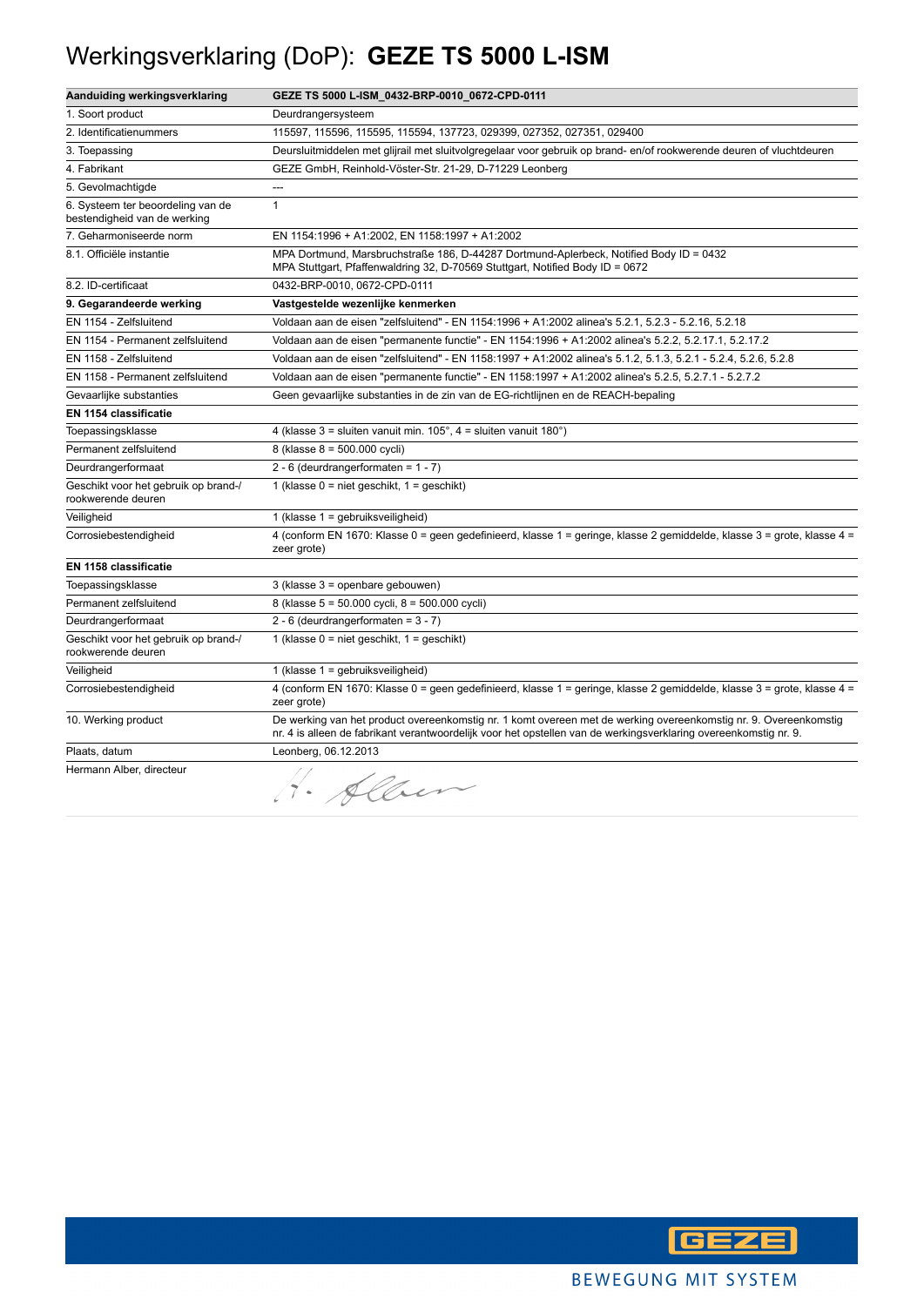# Werkingsverklaring (DoP): **GEZE TS 5000 L-ISM**

| Aanduiding werkingsverklaring | GEZE TS 5000 L-ISM_0432-BRP-0010_0672-CPD-0111 |
|---|---|
| 1. Soort product | Deurdrangersysteem |
| 2. Identificatienummers | 115597, 115596, 115595, 115594, 137723, 029399, 027352, 027351, 029400 |
| 3. Toepassing | Deursluitmiddelen met glijrail met sluitvolgregelaar voor gebruik op brand- en/of rookwerende deuren of vluchtdeuren |
| 4. Fabrikant | GEZE GmbH, Reinhold-Vöster-Str. 21-29, D-71229 Leonberg |
| 5. Gevolmachtigde | --- |
| 6. Systeem ter beoordeling van de bestendigheid van de werking | 1 |
| 7. Geharmoniseerde norm | EN 1154:1996 + A1:2002, EN 1158:1997 + A1:2002 |
| 8.1. Officiële instantie | MPA Dortmund, Marsbruchstraße 186, D-44287 Dortmund-Aplerbeck, Notified Body ID = 0432<br>MPA Stuttgart, Pfaffenwaldring 32, D-70569 Stuttgart, Notified Body ID = 0672 |
| 8.2. ID-certificaat | 0432-BRP-0010, 0672-CPD-0111 |
| **9. Gegarandeerde werking** | **Vastgestelde wezenlijke kenmerken** |
| EN 1154 - Zelfsluitend | Voldaan aan de eisen "zelfsluitend" - EN 1154:1996 + A1:2002 alinea's 5.2.1, 5.2.3 - 5.2.16, 5.2.18 |
| EN 1154 - Permanent zelfsluitend | Voldaan aan de eisen "permanente functie" - EN 1154:1996 + A1:2002 alinea's 5.2.2, 5.2.17.1, 5.2.17.2 |
| EN 1158 - Zelfsluitend | Voldaan aan de eisen "zelfsluitend" - EN 1158:1997 + A1:2002 alinea's 5.1.2, 5.1.3, 5.2.1 - 5.2.4, 5.2.6, 5.2.8 |
| EN 1158 - Permanent zelfsluitend | Voldaan aan de eisen "permanente functie" - EN 1158:1997 + A1:2002 alinea's 5.2.5, 5.2.7.1 - 5.2.7.2 |
| Gevaarlijke substanties | Geen gevaarlijke substanties in de zin van de EG-richtlijnen en de REACH-bepaling |
| **EN 1154 classificatie** | |
| Toepassingsklasse | 4 (klasse 3 = sluiten vanuit min. 105°, 4 = sluiten vanuit 180°) |
| Permanent zelfsluitend | 8 (klasse 8 = 500.000 cycli) |
| Deurdrangerformaat | 2 - 6 (deurdrangerformaten = 1 - 7) |
| Geschikt voor het gebruik op brand-/ rookwerende deuren | 1 (klasse 0 = niet geschikt, 1 = geschikt) |
| Veiligheid | 1 (klasse 1 = gebruiksveiligheid) |
| Corrosiebestendigheid | 4 (conform EN 1670: Klasse 0 = geen gedefinieerd, klasse 1 = geringe, klasse 2 gemiddelde, klasse 3 = grote, klasse 4 = zeer grote) |
| **EN 1158 classificatie** | |
| Toepassingsklasse | 3 (klasse 3 = openbare gebouwen) |
| Permanent zelfsluitend | 8 (klasse 5 = 50.000 cycli, 8 = 500.000 cycli) |
| Deurdrangerformaat | 2 - 6 (deurdrangerformaten = 3 - 7) |
| Geschikt voor het gebruik op brand-/ rookwerende deuren | 1 (klasse 0 = niet geschikt, 1 = geschikt) |
| Veiligheid | 1 (klasse 1 = gebruiksveiligheid) |
| Corrosiebestendigheid | 4 (conform EN 1670: Klasse 0 = geen gedefinieerd, klasse 1 = geringe, klasse 2 gemiddelde, klasse 3 = grote, klasse 4 = zeer grote) |
| 10. Werking product | De werking van het product overeenkomstig nr. 1 komt overeen met de werking overeenkomstig nr. 9. Overeenkomstig nr. 4 is alleen de fabrikant verantwoordelijk voor het opstellen van de werkingsverklaring overeenkomstig nr. 9. |
| Plaats, datum | Leonberg, 06.12.2013 |
| Hermann Alber, directeur | H. Alber |

GEZE

BEWEGUNG MIT SYSTEM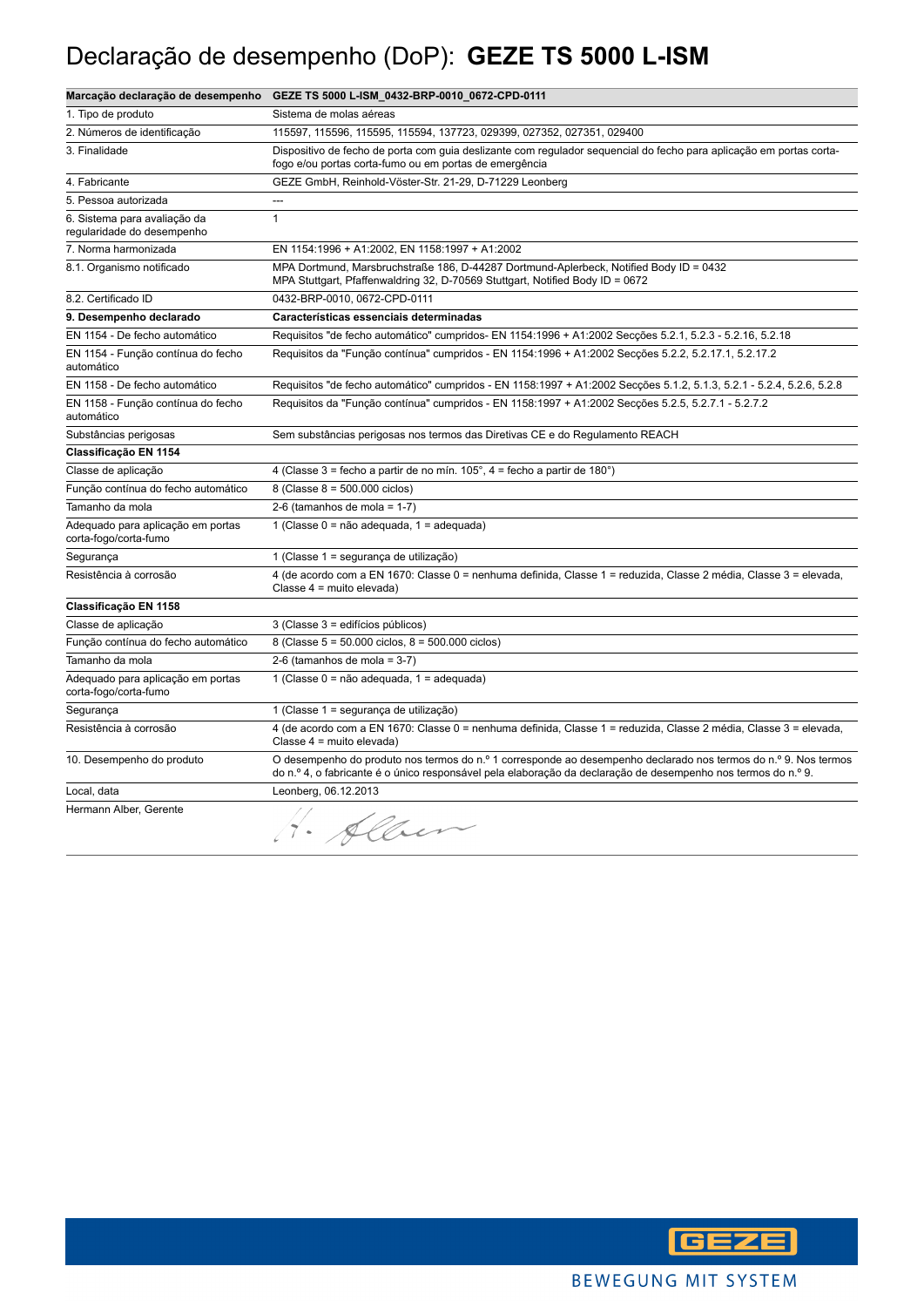# Declaração de desempenho (DoP): **GEZE TS 5000 L-ISM**

| **Marcação declaração de desempenho** | **GEZE TS 5000 L-ISM_0432-BRP-0010_0672-CPD-0111** |
|---|---|
| 1. Tipo de produto | Sistema de molas aéreas |
| 2. Números de identificação | 115597, 115596, 115595, 115594, 137723, 029399, 027352, 027351, 029400 |
| 3. Finalidade | Dispositivo de fecho de porta com guia deslizante com regulador sequencial do fecho para aplicação em portas corta-fogo e/ou portas corta-fumo ou em portas de emergência |
| 4. Fabricante | GEZE GmbH, Reinhold-Vöster-Str. 21-29, D-71229 Leonberg |
| 5. Pessoa autorizada | --- |
| 6. Sistema para avaliação da regularidade do desempenho | 1 |
| 7. Norma harmonizada | EN 1154:1996 + A1:2002, EN 1158:1997 + A1:2002 |
| 8.1. Organismo notificado | MPA Dortmund, Marsbruchstraße 186, D-44287 Dortmund-Aplerbeck, Notified Body ID = 0432<br>MPA Stuttgart, Pfaffenwaldring 32, D-70569 Stuttgart, Notified Body ID = 0672 |
| 8.2. Certificado ID | 0432-BRP-0010, 0672-CPD-0111 |
| **9. Desempenho declarado** | **Características essenciais determinadas** |
| EN 1154 - De fecho automático | Requisitos "de fecho automático" cumpridos- EN 1154:1996 + A1:2002 Secções 5.2.1, 5.2.3 - 5.2.16, 5.2.18 |
| EN 1154 - Função contínua do fecho automático | Requisitos da "Função contínua" cumpridos - EN 1154:1996 + A1:2002 Secções 5.2.2, 5.2.17.1, 5.2.17.2 |
| EN 1158 - De fecho automático | Requisitos "de fecho automático" cumpridos - EN 1158:1997 + A1:2002 Secções 5.1.2, 5.1.3, 5.2.1 - 5.2.4, 5.2.6, 5.2.8 |
| EN 1158 - Função contínua do fecho automático | Requisitos da "Função contínua" cumpridos - EN 1158:1997 + A1:2002 Secções 5.2.5, 5.2.7.1 - 5.2.7.2 |
| Substâncias perigosas | Sem substâncias perigosas nos termos das Diretivas CE e do Regulamento REACH |
| **Classificação EN 1154** | |
| Classe de aplicação | 4 (Classe 3 = fecho a partir de no mín. 105°, 4 = fecho a partir de 180°) |
| Função contínua do fecho automático | 8 (Classe 8 = 500.000 ciclos) |
| Tamanho da mola | 2-6 (tamanhos de mola = 1-7) |
| Adequado para aplicação em portas corta-fogo/corta-fumo | 1 (Classe 0 = não adequada, 1 = adequada) |
| Segurança | 1 (Classe 1 = segurança de utilização) |
| Resistência à corrosão | 4 (de acordo com a EN 1670: Classe 0 = nenhuma definida, Classe 1 = reduzida, Classe 2 média, Classe 3 = elevada, Classe 4 = muito elevada) |
| **Classificação EN 1158** | |
| Classe de aplicação | 3 (Classe 3 = edifícios públicos) |
| Função contínua do fecho automático | 8 (Classe 5 = 50.000 ciclos, 8 = 500.000 ciclos) |
| Tamanho da mola | 2-6 (tamanhos de mola = 3-7) |
| Adequado para aplicação em portas corta-fogo/corta-fumo | 1 (Classe 0 = não adequada, 1 = adequada) |
| Segurança | 1 (Classe 1 = segurança de utilização) |
| Resistência à corrosão | 4 (de acordo com a EN 1670: Classe 0 = nenhuma definida, Classe 1 = reduzida, Classe 2 média, Classe 3 = elevada, Classe 4 = muito elevada) |
| 10. Desempenho do produto | O desempenho do produto nos termos do n.º 1 corresponde ao desempenho declarado nos termos do n.º 9. Nos termos do n.º 4, o fabricante é o único responsável pela elaboração da declaração de desempenho nos termos do n.º 9. |
| Local, data | Leonberg, 06.12.2013 |
| Hermann Alber, Gerente | H. Alber |

GEZE

BEWEGUNG MIT SYSTEM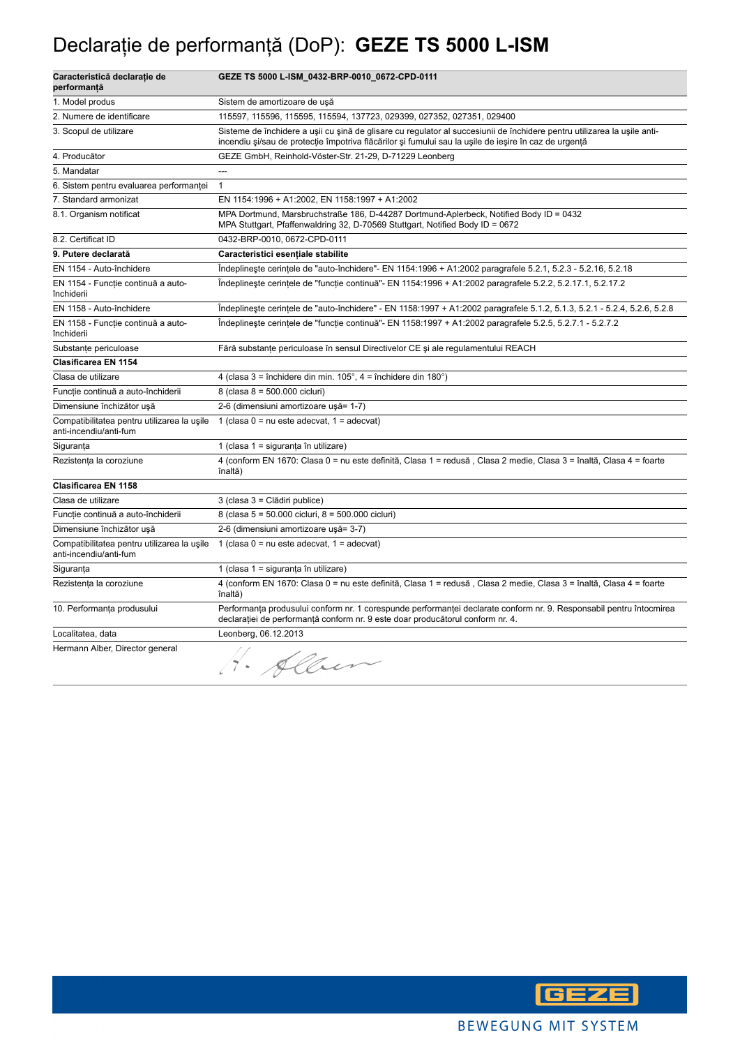# Declarație de performanță (DoP): **GEZE TS 5000 L-ISM**

| Caracteristică declarație de performanță | GEZE TS 5000 L-ISM_0432-BRP-0010_0672-CPD-0111 |
|---|---|
| 1. Model produs | Sistem de amortizoare de ușă |
| 2. Numere de identificare | 115597, 115596, 115595, 115594, 137723, 029399, 027352, 027351, 029400 |
| 3. Scopul de utilizare | Sisteme de închidere a ușii cu șină de glisare cu regulator al succesiunii de închidere pentru utilizarea la ușile anti-incendiu și/sau de protecție împotriva flăcărilor și fumului sau la ușile de ieșire în caz de urgență |
| 4. Producător | GEZE GmbH, Reinhold-Vöster-Str. 21-29, D-71229 Leonberg |
| 5. Mandatar | --- |
| 6. Sistem pentru evaluarea performanței | 1 |
| 7. Standard armonizat | EN 1154:1996 + A1:2002, EN 1158:1997 + A1:2002 |
| 8.1. Organism notificat | MPA Dortmund, Marsbruchstraße 186, D-44287 Dortmund-Aplerbeck, Notified Body ID = 0432<br>MPA Stuttgart, Pfaffenwaldring 32, D-70569 Stuttgart, Notified Body ID = 0672 |
| 8.2. Certificat ID | 0432-BRP-0010, 0672-CPD-0111 |
| **9. Putere declarată** | **Caracteristici esențiale stabilite** |
| EN 1154 - Auto-închidere | Îndeplinește cerințele de "auto-închidere"- EN 1154:1996 + A1:2002 paragrafele 5.2.1, 5.2.3 - 5.2.16, 5.2.18 |
| EN 1154 - Funcție continuă a auto-închiderii | Îndeplinește cerințele de "funcție continuă"- EN 1154:1996 + A1:2002 paragrafele 5.2.2, 5.2.17.1, 5.2.17.2 |
| EN 1158 - Auto-închidere | Îndeplinește cerințele de "auto-închidere" - EN 1158:1997 + A1:2002 paragrafele 5.1.2, 5.1.3, 5.2.1 - 5.2.4, 5.2.6, 5.2.8 |
| EN 1158 - Funcție continuă a auto-închiderii | Îndeplinește cerințele de "funcție continuă"- EN 1158:1997 + A1:2002 paragrafele 5.2.5, 5.2.7.1 - 5.2.7.2 |
| Substanțe periculoase | Fără substanțe periculoase în sensul Directivelor CE și ale regulamentului REACH |
| **Clasificarea EN 1154** | |
| Clasa de utilizare | 4 (clasa 3 = închidere din min. 105°, 4 = închidere din 180°) |
| Funcție continuă a auto-închiderii | 8 (clasa 8 = 500.000 cicluri) |
| Dimensiune închizător ușă | 2-6 (dimensiuni amortizoare ușă= 1-7) |
| Compatibilitatea pentru utilizarea la ușile anti-incendiu/anti-fum | 1 (clasa 0 = nu este adecvat, 1 = adecvat) |
| Siguranța | 1 (clasa 1 = siguranța în utilizare) |
| Rezistența la coroziune | 4 (conform EN 1670: Clasa 0 = nu este definită, Clasa 1 = redusă , Clasa 2 medie, Clasa 3 = înaltă, Clasa 4 = foarte înaltă) |
| **Clasificarea EN 1158** | |
| Clasa de utilizare | 3 (clasa 3 = Clădiri publice) |
| Funcție continuă a auto-închiderii | 8 (clasa 5 = 50.000 cicluri, 8 = 500.000 cicluri) |
| Dimensiune închizător ușă | 2-6 (dimensiuni amortizoare ușă= 3-7) |
| Compatibilitatea pentru utilizarea la ușile anti-incendiu/anti-fum | 1 (clasa 0 = nu este adecvat, 1 = adecvat) |
| Siguranța | 1 (clasa 1 = siguranța în utilizare) |
| Rezistența la coroziune | 4 (conform EN 1670: Clasa 0 = nu este definită, Clasa 1 = redusă , Clasa 2 medie, Clasa 3 = înaltă, Clasa 4 = foarte înaltă) |
| 10. Performanța produsului | Performanța produsului conform nr. 1 corespunde performanței declarate conform nr. 9. Responsabil pentru întocmirea declarației de performanță conform nr. 9 este doar producătorul conform nr. 4. |
| Localitatea, data | Leonberg, 06.12.2013 |
| Hermann Alber, Director general | H. Alber |

GEZE

BEWEGUNG MIT SYSTEM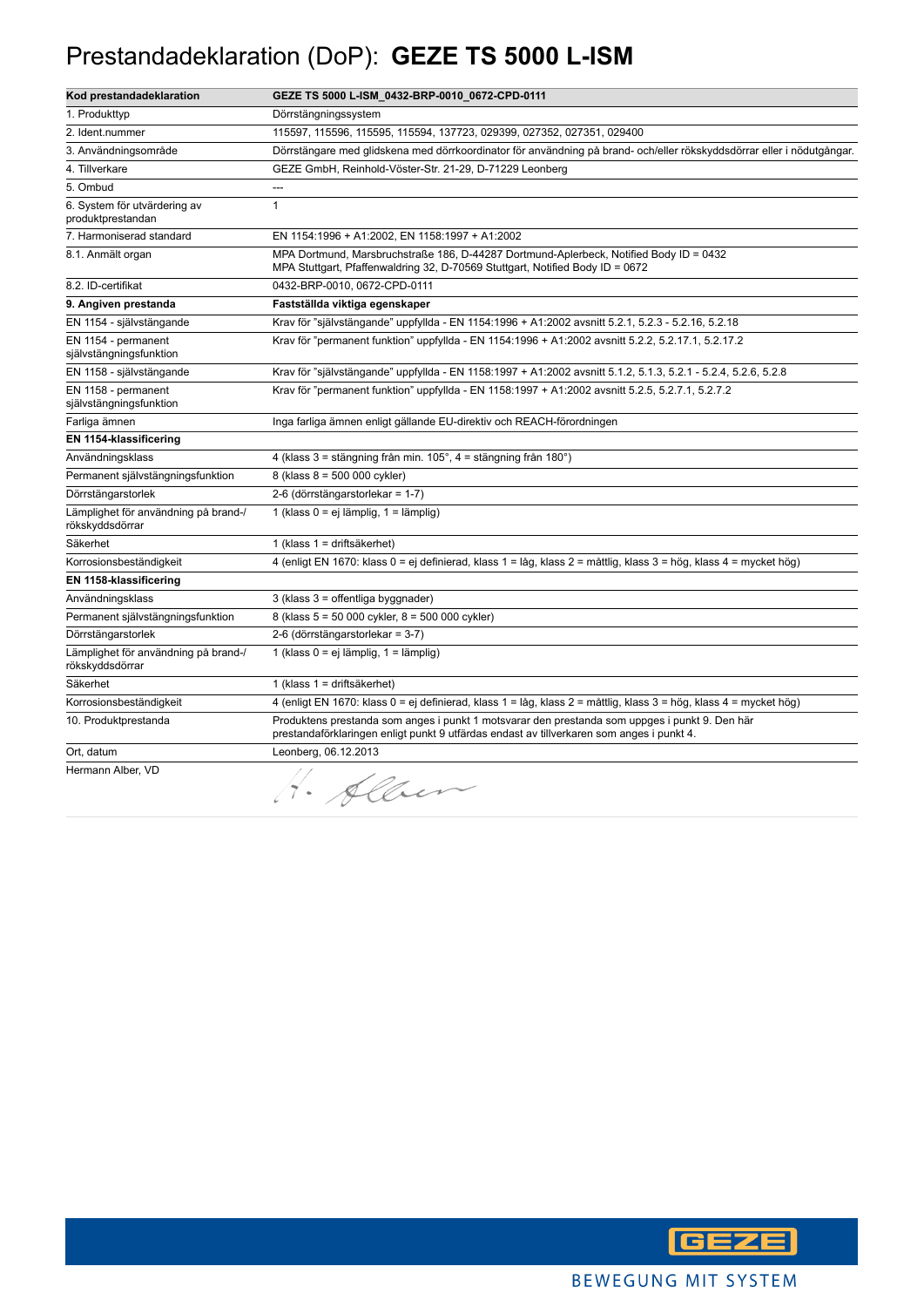# Prestandadeklaration (DoP): **GEZE TS 5000 L-ISM**

| **Kod prestandadeklaration** | **GEZE TS 5000 L-ISM_0432-BRP-0010_0672-CPD-0111** |
|---|---|
| 1. Produkttyp | Dörrstängningssystem |
| 2. Ident.nummer | 115597, 115596, 115595, 115594, 137723, 029399, 027352, 027351, 029400 |
| 3. Användningsområde | Dörrstängare med glidskena med dörrkoordinator för användning på brand- och/eller rökskyddsdörrar eller i nödutgångar. |
| 4. Tillverkare | GEZE GmbH, Reinhold-Vöster-Str. 21-29, D-71229 Leonberg |
| 5. Ombud | --- |
| 6. System för utvärdering av produktprestandan | 1 |
| 7. Harmoniserad standard | EN 1154:1996 + A1:2002, EN 1158:1997 + A1:2002 |
| 8.1. Anmält organ | MPA Dortmund, Marsbruchstraße 186, D-44287 Dortmund-Aplerbeck, Notified Body ID = 0432<br>MPA Stuttgart, Pfaffenwaldring 32, D-70569 Stuttgart, Notified Body ID = 0672 |
| 8.2. ID-certifikat | 0432-BRP-0010, 0672-CPD-0111 |
| **9. Angiven prestanda** | **Fastställda viktiga egenskaper** |
| EN 1154 - självstängande | Krav för "självstängande" uppfyllda - EN 1154:1996 + A1:2002 avsnitt 5.2.1, 5.2.3 - 5.2.16, 5.2.18 |
| EN 1154 - permanent självstängningsfunktion | Krav för "permanent funktion" uppfyllda - EN 1154:1996 + A1:2002 avsnitt 5.2.2, 5.2.17.1, 5.2.17.2 |
| EN 1158 - självstängande | Krav för "självstängande" uppfyllda - EN 1158:1997 + A1:2002 avsnitt 5.1.2, 5.1.3, 5.2.1 - 5.2.4, 5.2.6, 5.2.8 |
| EN 1158 - permanent självstängningsfunktion | Krav för "permanent funktion" uppfyllda - EN 1158:1997 + A1:2002 avsnitt 5.2.5, 5.2.7.1, 5.2.7.2 |
| Farliga ämnen | Inga farliga ämnen enligt gällande EU-direktiv och REACH-förordningen |
| **EN 1154-klassificering** | |
| Användningsklass | 4 (klass 3 = stängning från min. 105°, 4 = stängning från 180°) |
| Permanent självstängningsfunktion | 8 (klass 8 = 500 000 cykler) |
| Dörrstängarstorlek | 2-6 (dörrstängarstorlekar = 1-7) |
| Lämplighet för användning på brand-/rökskyddsdörrar | 1 (klass 0 = ej lämplig, 1 = lämplig) |
| Säkerhet | 1 (klass 1 = driftsäkerhet) |
| Korrosionsbeständigkeit | 4 (enligt EN 1670: klass 0 = ej definierad, klass 1 = låg, klass 2 = måttlig, klass 3 = hög, klass 4 = mycket hög) |
| **EN 1158-klassificering** | |
| Användningsklass | 3 (klass 3 = offentliga byggnader) |
| Permanent självstängningsfunktion | 8 (klass 5 = 50 000 cykler, 8 = 500 000 cykler) |
| Dörrstängarstorlek | 2-6 (dörrstängarstorlekar = 3-7) |
| Lämplighet för användning på brand-/rökskyddsdörrar | 1 (klass 0 = ej lämplig, 1 = lämplig) |
| Säkerhet | 1 (klass 1 = driftsäkerhet) |
| Korrosionsbeständigkeit | 4 (enligt EN 1670: klass 0 = ej definierad, klass 1 = låg, klass 2 = måttlig, klass 3 = hög, klass 4 = mycket hög) |
| 10. Produktprestanda | Produktens prestanda som anges i punkt 1 motsvarar den prestanda som uppges i punkt 9. Den här prestandaförklaringen enligt punkt 9 utfärdas endast av tillverkaren som anges i punkt 4. |
| Ort, datum | Leonberg, 06.12.2013 |
| Hermann Alber, VD | H. Alber |

GEZE

BEWEGUNG MIT SYSTEM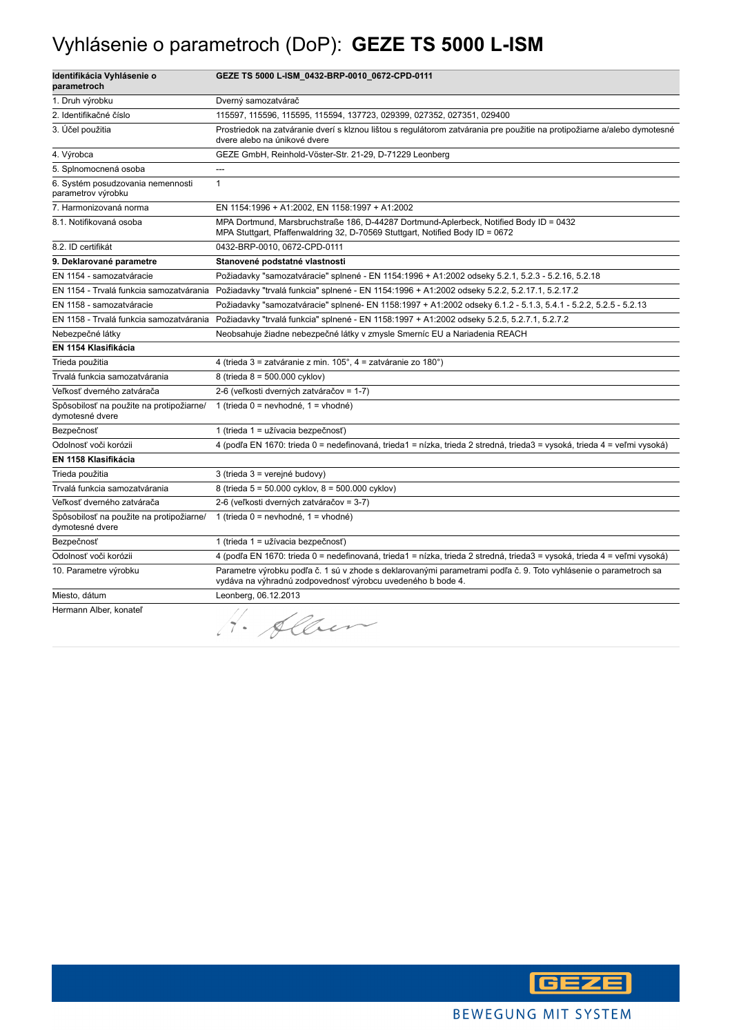# Vyhlásenie o parametroch (DoP): **GEZE TS 5000 L-ISM**

| **Identifikácia Vyhlásenie o parametroch** | **GEZE TS 5000 L-ISM_0432-BRP-0010_0672-CPD-0111** |
|---|---|
| 1. Druh výrobku | Dverný samozatvárač |
| 2. Identifikačné číslo | 115597, 115596, 115595, 115594, 137723, 029399, 027352, 027351, 029400 |
| 3. Účel použitia | Prostriedok na zatváranie dverí s klznou lištou s regulátorom zatvárania pre použitie na protipožiarne a/alebo dymotesné dvere alebo na únikové dvere |
| 4. Výrobca | GEZE GmbH, Reinhold-Vöster-Str. 21-29, D-71229 Leonberg |
| 5. Splnomocnená osoba | --- |
| 6. Systém posudzovania nemennosti parametrov výrobku | 1 |
| 7. Harmonizovaná norma | EN 1154:1996 + A1:2002, EN 1158:1997 + A1:2002 |
| 8.1. Notifikovaná osoba | MPA Dortmund, Marsbruchstraße 186, D-44287 Dortmund-Aplerbeck, Notified Body ID = 0432<br>MPA Stuttgart, Pfaffenwaldring 32, D-70569 Stuttgart, Notified Body ID = 0672 |
| 8.2. ID certifikát | 0432-BRP-0010, 0672-CPD-0111 |
| **9. Deklarované parametre** | **Stanovené podstatné vlastnosti** |
| EN 1154 - samozatváracie | Požiadavky "samozatváracie" splnené - EN 1154:1996 + A1:2002 odseky 5.2.1, 5.2.3 - 5.2.16, 5.2.18 |
| EN 1154 - Trvalá funkcia samozatvárania | Požiadavky "trvalá funkcia" splnené - EN 1154:1996 + A1:2002 odseky 5.2.2, 5.2.17.1, 5.2.17.2 |
| EN 1158 - samozatváracie | Požiadavky "samozatváracie" splnené- EN 1158:1997 + A1:2002 odseky 6.1.2 - 5.1.3, 5.4.1 - 5.2.2, 5.2.5 - 5.2.13 |
| EN 1158 - Trvalá funkcia samozatvárania | Požiadavky "trvalá funkcia" splnené - EN 1158:1997 + A1:2002 odseky 5.2.5, 5.2.7.1, 5.2.7.2 |
| Nebezpečné látky | Neobsahuje žiadne nebezpečné látky v zmysle Smerníc EU a Nariadenia REACH |
| **EN 1154 Klasifikácia** | |
| Trieda použitia | 4 (trieda 3 = zatváranie z min. 105°, 4 = zatváranie zo 180°) |
| Trvalá funkcia samozatvárania | 8 (trieda 8 = 500.000 cyklov) |
| Veľkosť dverného zatvárača | 2-6 (veľkosti dverných zatváračov = 1-7) |
| Spôsobilosť na použite na protipožiarne/ dymotesné dvere | 1 (trieda 0 = nevhodné, 1 = vhodné) |
| Bezpečnosť | 1 (trieda 1 = užívacia bezpečnosť) |
| Odolnosť voči korózii | 4 (podľa EN 1670: trieda 0 = nedefinovaná, trieda1 = nízka, trieda 2 stredná, trieda3 = vysoká, trieda 4 = veľmi vysoká) |
| **EN 1158 Klasifikácia** | |
| Trieda použitia | 3 (trieda 3 = verejné budovy) |
| Trvalá funkcia samozatvárania | 8 (trieda 5 = 50.000 cyklov, 8 = 500.000 cyklov) |
| Veľkosť dverného zatvárača | 2-6 (veľkosti dverných zatváračov = 3-7) |
| Spôsobilosť na použite na protipožiarne/ dymotesné dvere | 1 (trieda 0 = nevhodné, 1 = vhodné) |
| Bezpečnosť | 1 (trieda 1 = užívacia bezpečnosť) |
| Odolnosť voči korózii | 4 (podľa EN 1670: trieda 0 = nedefinovaná, trieda1 = nízka, trieda 2 stredná, trieda3 = vysoká, trieda 4 = veľmi vysoká) |
| 10. Parametre výrobku | Parametre výrobku podľa č. 1 sú v zhode s deklarovanými parametrami podľa č. 9. Toto vyhlásenie o parametroch sa vydáva na výhradnú zodpovednosť výrobcu uvedeného b bode 4. |
| Miesto, dátum | Leonberg, 06.12.2013 |
| Hermann Alber, konateľ | H. Alber |

GEZE

BEWEGUNG MIT SYSTEM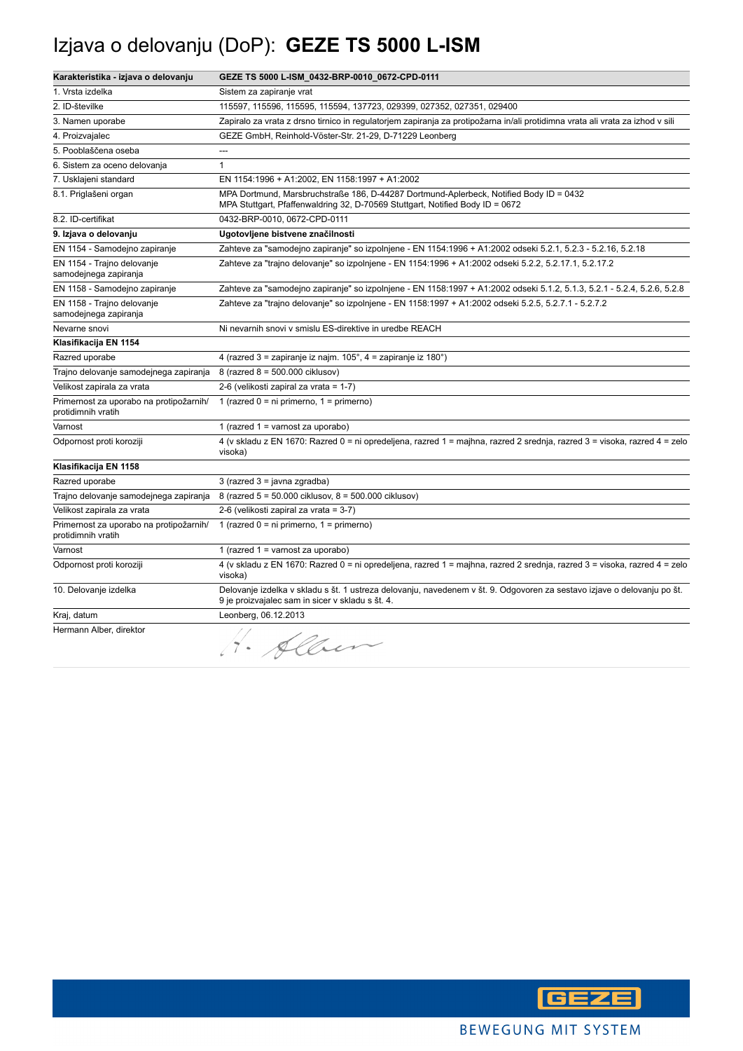# Izjava o delovanju (DoP): **GEZE TS 5000 L-ISM**

| **Karakteristika - izjava o delovanju** | **GEZE TS 5000 L-ISM_0432-BRP-0010_0672-CPD-0111** |
|---|---|
| 1. Vrsta izdelka | Sistem za zapiranje vrat |
| 2. ID-številke | 115597, 115596, 115595, 115594, 137723, 029399, 027352, 027351, 029400 |
| 3. Namen uporabe | Zapiralo za vrata z drsno tirnico in regulatorjem zapiranja za protipožarna in/ali protidimna vrata ali vrata za izhod v sili |
| 4. Proizvajalec | GEZE GmbH, Reinhold-Vöster-Str. 21-29, D-71229 Leonberg |
| 5. Pooblaščena oseba | --- |
| 6. Sistem za oceno delovanja | 1 |
| 7. Usklajeni standard | EN 1154:1996 + A1:2002, EN 1158:1997 + A1:2002 |
| 8.1. Priglašeni organ | MPA Dortmund, Marsbruchstraße 186, D-44287 Dortmund-Aplerbeck, Notified Body ID = 0432<br>MPA Stuttgart, Pfaffenwaldring 32, D-70569 Stuttgart, Notified Body ID = 0672 |
| 8.2. ID-certifikat | 0432-BRP-0010, 0672-CPD-0111 |
| **9. Izjava o delovanju** | **Ugotovljene bistvene značilnosti** |
| EN 1154 - Samodejno zapiranje | Zahteve za "samodejno zapiranje" so izpolnjene - EN 1154:1996 + A1:2002 odseki 5.2.1, 5.2.3 - 5.2.16, 5.2.18 |
| EN 1154 - Trajno delovanje samodejnega zapiranja | Zahteve za "trajno delovanje" so izpolnjene - EN 1154:1996 + A1:2002 odseki 5.2.2, 5.2.17.1, 5.2.17.2 |
| EN 1158 - Samodejno zapiranje | Zahteve za "samodejno zapiranje" so izpolnjene - EN 1158:1997 + A1:2002 odseki 5.1.2, 5.1.3, 5.2.1 - 5.2.4, 5.2.6, 5.2.8 |
| EN 1158 - Trajno delovanje samodejnega zapiranja | Zahteve za "trajno delovanje" so izpolnjene - EN 1158:1997 + A1:2002 odseki 5.2.5, 5.2.7.1 - 5.2.7.2 |
| Nevarne snovi | Ni nevarnih snovi v smislu ES-direktive in uredbe REACH |
| **Klasifikacija EN 1154** | |
| Razred uporabe | 4 (razred 3 = zapiranje iz najm. 105°, 4 = zapiranje iz 180°) |
| Trajno delovanje samodejnega zapiranja | 8 (razred 8 = 500.000 ciklusov) |
| Velikost zapirala za vrata | 2-6 (velikosti zapiral za vrata = 1-7) |
| Primernost za uporabo na protipožarnih/ protidimnih vratih | 1 (razred 0 = ni primerno, 1 = primerno) |
| Varnost | 1 (razred 1 = varnost za uporabo) |
| Odpornost proti koroziji | 4 (v skladu z EN 1670: Razred 0 = ni opredeljena, razred 1 = majhna, razred 2 srednja, razred 3 = visoka, razred 4 = zelo visoka) |
| **Klasifikacija EN 1158** | |
| Razred uporabe | 3 (razred 3 = javna zgradba) |
| Trajno delovanje samodejnega zapiranja | 8 (razred 5 = 50.000 ciklusov, 8 = 500.000 ciklusov) |
| Velikost zapirala za vrata | 2-6 (velikosti zapiral za vrata = 3-7) |
| Primernost za uporabo na protipožarnih/ protidimnih vratih | 1 (razred 0 = ni primerno, 1 = primerno) |
| Varnost | 1 (razred 1 = varnost za uporabo) |
| Odpornost proti koroziji | 4 (v skladu z EN 1670: Razred 0 = ni opredeljena, razred 1 = majhna, razred 2 srednja, razred 3 = visoka, razred 4 = zelo visoka) |
| 10. Delovanje izdelka | Delovanje izdelka v skladu s št. 1 ustreza delovanju, navedenem v št. 9. Odgovoren za sestavo izjave o delovanju po št. 9 je proizvajalec sam in sicer v skladu s št. 4. |
| Kraj, datum | Leonberg, 06.12.2013 |
| Hermann Alber, direktor | H. Alber |

BEWEGUNG MIT SYSTEM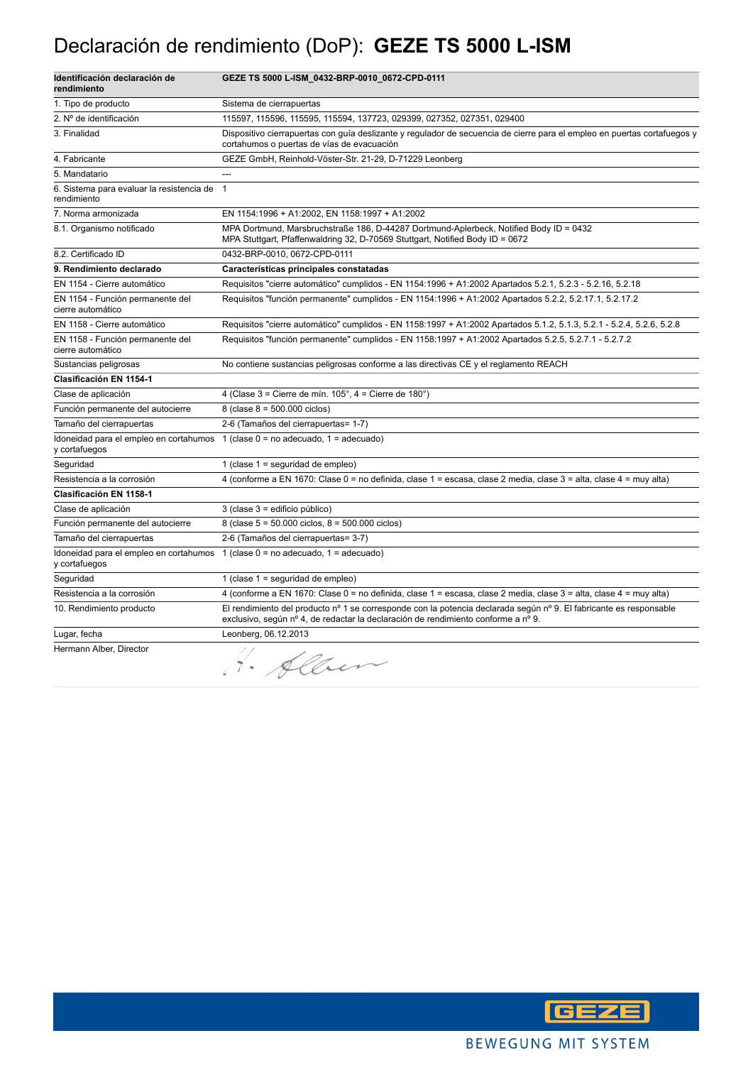# Declaración de rendimiento (DoP): **GEZE TS 5000 L-ISM**

| **Identificación declaración de rendimiento** | **GEZE TS 5000 L-ISM_0432-BRP-0010_0672-CPD-0111** |
|---|---|
| 1. Tipo de producto | Sistema de cierrapuertas |
| 2. Nº de identificación | 115597, 115596, 115595, 115594, 137723, 029399, 027352, 027351, 029400 |
| 3. Finalidad | Dispositivo cierrapuertas con guía deslizante y regulador de secuencia de cierre para el empleo en puertas cortafuegos y cortahumos o puertas de vías de evacuación |
| 4. Fabricante | GEZE GmbH, Reinhold-Vöster-Str. 21-29, D-71229 Leonberg |
| 5. Mandatario | --- |
| 6. Sistema para evaluar la resistencia de rendimiento | 1 |
| 7. Norma armonizada | EN 1154:1996 + A1:2002, EN 1158:1997 + A1:2002 |
| 8.1. Organismo notificado | MPA Dortmund, Marsbruchstraße 186, D-44287 Dortmund-Aplerbeck, Notified Body ID = 0432<br>MPA Stuttgart, Pfaffenwaldring 32, D-70569 Stuttgart, Notified Body ID = 0672 |
| 8.2. Certificado ID | 0432-BRP-0010, 0672-CPD-0111 |
| **9. Rendimiento declarado** | **Características principales constatadas** |
| EN 1154 - Cierre automático | Requisitos "cierre automático" cumplidos - EN 1154:1996 + A1:2002 Apartados 5.2.1, 5.2.3 - 5.2.16, 5.2.18 |
| EN 1154 - Función permanente del cierre automático | Requisitos "función permanente" cumplidos - EN 1154:1996 + A1:2002 Apartados 5.2.2, 5.2.17.1, 5.2.17.2 |
| EN 1158 - Cierre automático | Requisitos "cierre automático" cumplidos - EN 1158:1997 + A1:2002 Apartados 5.1.2, 5.1.3, 5.2.1 - 5.2.4, 5.2.6, 5.2.8 |
| EN 1158 - Función permanente del cierre automático | Requisitos "función permanente" cumplidos - EN 1158:1997 + A1:2002 Apartados 5.2.5, 5.2.7.1 - 5.2.7.2 |
| Sustancias peligrosas | No contiene sustancias peligrosas conforme a las directivas CE y el reglamento REACH |
| **Clasificación EN 1154-1** | |
| Clase de aplicación | 4 (Clase 3 = Cierre de mín. 105°, 4 = Cierre de 180°) |
| Función permanente del autocierre | 8 (clase 8 = 500.000 ciclos) |
| Tamaño del cierrapuertas | 2-6 (Tamaños del cierrapuertas= 1-7) |
| Idoneidad para el empleo en cortahumos y cortafuegos | 1 (clase 0 = no adecuado, 1 = adecuado) |
| Seguridad | 1 (clase 1 = seguridad de empleo) |
| Resistencia a la corrosión | 4 (conforme a EN 1670: Clase 0 = no definida, clase 1 = escasa, clase 2 media, clase 3 = alta, clase 4 = muy alta) |
| **Clasificación EN 1158-1** | |
| Clase de aplicación | 3 (clase 3 = edificio público) |
| Función permanente del autocierre | 8 (clase 5 = 50.000 ciclos, 8 = 500.000 ciclos) |
| Tamaño del cierrapuertas | 2-6 (Tamaños del cierrapuertas= 3-7) |
| Idoneidad para el empleo en cortahumos y cortafuegos | 1 (clase 0 = no adecuado, 1 = adecuado) |
| Seguridad | 1 (clase 1 = seguridad de empleo) |
| Resistencia a la corrosión | 4 (conforme a EN 1670: Clase 0 = no definida, clase 1 = escasa, clase 2 media, clase 3 = alta, clase 4 = muy alta) |
| 10. Rendimiento producto | El rendimiento del producto nº 1 se corresponde con la potencia declarada según nº 9. El fabricante es responsable exclusivo, según nº 4, de redactar la declaración de rendimiento conforme a nº 9. |
| Lugar, fecha | Leonberg, 06.12.2013 |
| Hermann Alber, Director | H. Alber |

GEZE

BEWEGUNG MIT SYSTEM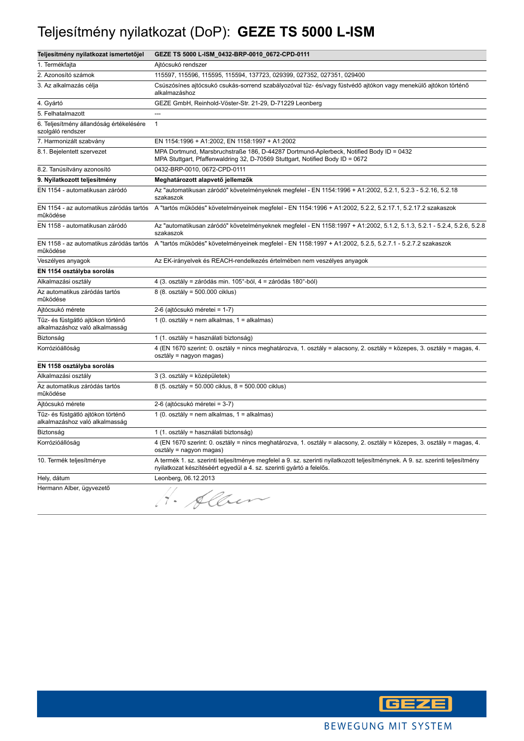# Teljesítmény nyilatkozat (DoP): **GEZE TS 5000 L-ISM**

| Teljesítmény nyilatkozat ismertetőjel | GEZE TS 5000 L-ISM_0432-BRP-0010_0672-CPD-0111 |
| --- | --- |
| 1. Termékfajta | Ajtócsukó rendszer |
| 2. Azonosító számok | 115597, 115596, 115595, 115594, 137723, 029399, 027352, 027351, 029400 |
| 3. Az alkalmazás célja | Csúszósínes ajtócsukó csukás-sorrend szabályozóval tűz- és/vagy füstvédő ajtókon vagy menekülő ajtókon történő alkalmazáshoz |
| 4. Gyártó | GEZE GmbH, Reinhold-Vöster-Str. 21-29, D-71229 Leonberg |
| 5. Felhatalmazott | --- |
| 6. Teljesítmény állandóság értékelésére szolgáló rendszer | 1 |
| 7. Harmonizált szabvány | EN 1154:1996 + A1:2002, EN 1158:1997 + A1:2002 |
| 8.1. Bejelentett szervezet | MPA Dortmund, Marsbruchstraße 186, D-44287 Dortmund-Aplerbeck, Notified Body ID = 0432<br>MPA Stuttgart, Pfaffenwaldring 32, D-70569 Stuttgart, Notified Body ID = 0672 |
| 8.2. Tanúsítvány azonosító | 0432-BRP-0010, 0672-CPD-0111 |
| **9. Nyilatkozott teljesítmény** | **Meghatározott alapvető jellemzők** |
| EN 1154 - automatikusan záródó | Az "automatikusan záródó" követelményeknek megfelel - EN 1154:1996 + A1:2002, 5.2.1, 5.2.3 - 5.2.16, 5.2.18 szakaszok |
| EN 1154 - az automatikus záródás tartós működése | A "tartós működés" követelményeinek megfelel - EN 1154:1996 + A1:2002, 5.2.2, 5.2.17.1, 5.2.17.2 szakaszok |
| EN 1158 - automatikusan záródó | Az "automatikusan záródó" követelményeknek megfelel - EN 1158:1997 + A1:2002, 5.1.2, 5.1.3, 5.2.1 - 5.2.4, 5.2.6, 5.2.8 szakaszok |
| EN 1158 - az automatikus záródás tartós működése | A "tartós működés" követelményeinek megfelel - EN 1158:1997 + A1:2002, 5.2.5, 5.2.7.1 - 5.2.7.2 szakaszok |
| Veszélyes anyagok | Az EK-irányelvek és REACH-rendelkezés értelmében nem veszélyes anyagok |
| **EN 1154 osztályba sorolás** | |
| Alkalmazási osztály | 4 (3. osztály = záródás min. 105°-ból, 4 = záródás 180°-ból) |
| Az automatikus záródás tartós működése | 8 (8. osztály = 500.000 ciklus) |
| Ajtócsukó mérete | 2-6 (ajtócsukó méretei = 1-7) |
| Tűz- és füstgátló ajtókon történő alkalmazáshoz való alkalmasság | 1 (0. osztály = nem alkalmas, 1 = alkalmas) |
| Biztonság | 1 (1. osztály = használati biztonság) |
| Korrózióállóság | 4 (EN 1670 szerint: 0. osztály = nincs meghatározva, 1. osztály = alacsony, 2. osztály = közepes, 3. osztály = magas, 4. osztály = nagyon magas) |
| **EN 1158 osztályba sorolás** | |
| Alkalmazási osztály | 3 (3. osztály = középületek) |
| Az automatikus záródás tartós működése | 8 (5. osztály = 50.000 ciklus, 8 = 500.000 ciklus) |
| Ajtócsukó mérete | 2-6 (ajtócsukó méretei = 3-7) |
| Tűz- és füstgátló ajtókon történő alkalmazáshoz való alkalmasság | 1 (0. osztály = nem alkalmas, 1 = alkalmas) |
| Biztonság | 1 (1. osztály = használati biztonság) |
| Korrózióállóság | 4 (EN 1670 szerint: 0. osztály = nincs meghatározva, 1. osztály = alacsony, 2. osztály = közepes, 3. osztály = magas, 4. osztály = nagyon magas) |
| 10. Termék teljesítménye | A termék 1. sz. szerinti teljesítménye megfelel a 9. sz. szerinti nyilatkozott teljesítménynek. A 9. sz. szerinti teljesítmény nyilatkozat készítéséért egyedül a 4. sz. szerinti gyártó a felelős. |
| Hely, dátum | Leonberg, 06.12.2013 |
| Hermann Alber, ügyvezető | H. Alber |

GEZE

BEWEGUNG MIT SYSTEM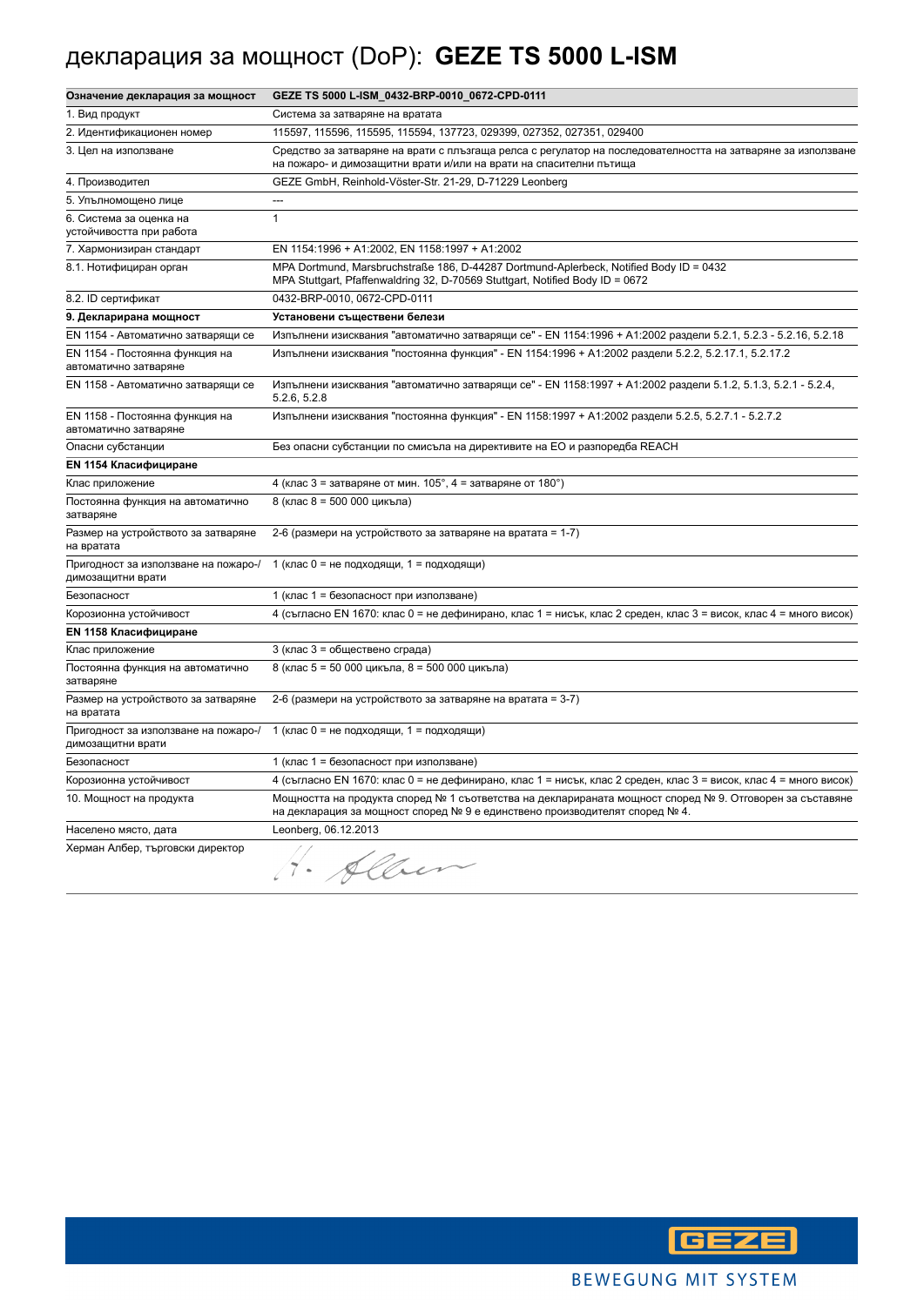# декларация за мощност (DoP): **GEZE TS 5000 L-ISM**

| **Означение декларация за мощност** | **GEZE TS 5000 L-ISM_0432-BRP-0010_0672-CPD-0111** |
|---|---|
| 1. Вид продукт | Система за затваряне на вратата |
| 2. Идентификационен номер | 115597, 115596, 115595, 115594, 137723, 029399, 027352, 027351, 029400 |
| 3. Цел на използване | Средство за затваряне на врати с плъзгаща релса с регулатор на последователността на затваряне за използване на пожаро- и димозащитни врати и/или на врати на спасителни пътища |
| 4. Производител | GEZE GmbH, Reinhold-Vöster-Str. 21-29, D-71229 Leonberg |
| 5. Упълномощено лице | --- |
| 6. Система за оценка на устойчивостта при работа | 1 |
| 7. Хармонизиран стандарт | EN 1154:1996 + A1:2002, EN 1158:1997 + A1:2002 |
| 8.1. Нотифициран орган | MPA Dortmund, Marsbruchstraße 186, D-44287 Dortmund-Aplerbeck, Notified Body ID = 0432<br>MPA Stuttgart, Pfaffenwaldring 32, D-70569 Stuttgart, Notified Body ID = 0672 |
| 8.2. ID сертификат | 0432-BRP-0010, 0672-CPD-0111 |
| **9. Декларирана мощност** | **Установени съществени белези** |
| EN 1154 - Автоматично затварящи се | Изпълнени изисквания "автоматично затварящи се" - EN 1154:1996 + A1:2002 раздели 5.2.1, 5.2.3 - 5.2.16, 5.2.18 |
| EN 1154 - Постоянна функция на автоматично затваряне | Изпълнени изисквания "постоянна функция" - EN 1154:1996 + A1:2002 раздели 5.2.2, 5.2.17.1, 5.2.17.2 |
| EN 1158 - Автоматично затварящи се | Изпълнени изисквания "автоматично затварящи се" - EN 1158:1997 + A1:2002 раздели 5.1.2, 5.1.3, 5.2.1 - 5.2.4, 5.2.6, 5.2.8 |
| EN 1158 - Постоянна функция на автоматично затваряне | Изпълнени изисквания "постоянна функция" - EN 1158:1997 + A1:2002 раздели 5.2.5, 5.2.7.1 - 5.2.7.2 |
| Опасни субстанции | Без опасни субстанции по смисъла на директивите на ЕО и разпоредба REACH |
| **EN 1154 Класифициране** | |
| Клас приложение | 4 (клас 3 = затваряне от мин. 105°, 4 = затваряне от 180°) |
| Постоянна функция на автоматично затваряне | 8 (клас 8 = 500 000 цикъла) |
| Размер на устройството за затваряне на вратата | 2-6 (размери на устройството за затваряне на вратата = 1-7) |
| Пригодност за използване на пожаро-/ димозащитни врати | 1 (клас 0 = не подходящи, 1 = подходящи) |
| Безопасност | 1 (клас 1 = безопасност при използване) |
| Корозионна устойчивост | 4 (съгласно EN 1670: клас 0 = не дефинирано, клас 1 = нисък, клас 2 среден, клас 3 = висок, клас 4 = много висок) |
| **EN 1158 Класифициране** | |
| Клас приложение | 3 (клас 3 = обществено сграда) |
| Постоянна функция на автоматично затваряне | 8 (клас 5 = 50 000 цикъла, 8 = 500 000 цикъла) |
| Размер на устройството за затваряне на вратата | 2-6 (размери на устройството за затваряне на вратата = 3-7) |
| Пригодност за използване на пожаро-/ димозащитни врати | 1 (клас 0 = не подходящи, 1 = подходящи) |
| Безопасност | 1 (клас 1 = безопасност при използване) |
| Корозионна устойчивост | 4 (съгласно EN 1670: клас 0 = не дефинирано, клас 1 = нисък, клас 2 среден, клас 3 = висок, клас 4 = много висок) |
| 10. Мощност на продукта | Мощността на продукта според № 1 съответства на декларираната мощност според № 9. Отговорен за съставяне на декларация за мощност според № 9 е единствено производителят според № 4. |
| Населено място, дата | Leonberg, 06.12.2013 |
| Херман Албер, търговски директор | H. Alber |

GEZE

BEWEGUNG MIT SYSTEM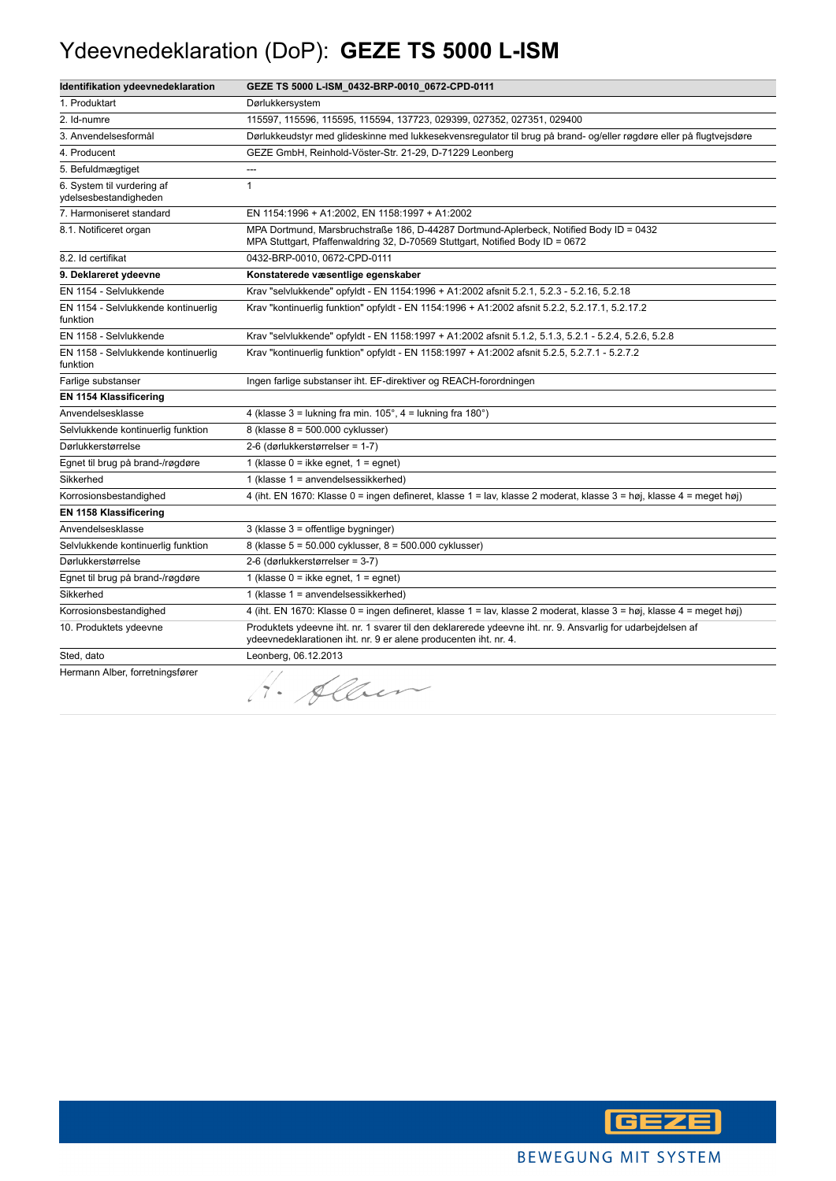# Ydeevnedeklaration (DoP): **GEZE TS 5000 L-ISM**

| **Identifikation ydeevnedeklaration** | **GEZE TS 5000 L-ISM_0432-BRP-0010_0672-CPD-0111** |
|---|---|
| 1. Produktart | Dørlukkersystem |
| 2. Id-numre | 115597, 115596, 115595, 115594, 137723, 029399, 027352, 027351, 029400 |
| 3. Anvendelsesformål | Dørlukkeudstyr med glideskinne med lukkesekvensregulator til brug på brand- og/eller røgdøre eller på flugtvejsdøre |
| 4. Producent | GEZE GmbH, Reinhold-Vöster-Str. 21-29, D-71229 Leonberg |
| 5. Befuldmægtiget | --- |
| 6. System til vurdering af ydelsesbestandigheden | 1 |
| 7. Harmoniseret standard | EN 1154:1996 + A1:2002, EN 1158:1997 + A1:2002 |
| 8.1. Notificeret organ | MPA Dortmund, Marsbruchstraße 186, D-44287 Dortmund-Aplerbeck, Notified Body ID = 0432<br>MPA Stuttgart, Pfaffenwaldring 32, D-70569 Stuttgart, Notified Body ID = 0672 |
| 8.2. Id certifikat | 0432-BRP-0010, 0672-CPD-0111 |
| **9. Deklareret ydeevne** | **Konstaterede væsentlige egenskaber** |
| EN 1154 - Selvlukkende | Krav "selvlukkende" opfyldt - EN 1154:1996 + A1:2002 afsnit 5.2.1, 5.2.3 - 5.2.16, 5.2.18 |
| EN 1154 - Selvlukkende kontinuerlig funktion | Krav "kontinuerlig funktion" opfyldt - EN 1154:1996 + A1:2002 afsnit 5.2.2, 5.2.17.1, 5.2.17.2 |
| EN 1158 - Selvlukkende | Krav "selvlukkende" opfyldt - EN 1158:1997 + A1:2002 afsnit 5.1.2, 5.1.3, 5.2.1 - 5.2.4, 5.2.6, 5.2.8 |
| EN 1158 - Selvlukkende kontinuerlig funktion | Krav "kontinuerlig funktion" opfyldt - EN 1158:1997 + A1:2002 afsnit 5.2.5, 5.2.7.1 - 5.2.7.2 |
| Farlige substanser | Ingen farlige substanser iht. EF-direktiver og REACH-forordningen |
| **EN 1154 Klassificering** | |
| Anvendelsesklasse | 4 (klasse 3 = lukning fra min. 105°, 4 = lukning fra 180°) |
| Selvlukkende kontinuerlig funktion | 8 (klasse 8 = 500.000 cyklusser) |
| Dørlukkerstørrelse | 2-6 (dørlukkerstørrelser = 1-7) |
| Egnet til brug på brand-/røgdøre | 1 (klasse 0 = ikke egnet, 1 = egnet) |
| Sikkerhed | 1 (klasse 1 = anvendelsessikkerhed) |
| Korrosionsbestandighed | 4 (iht. EN 1670: Klasse 0 = ingen defineret, klasse 1 = lav, klasse 2 moderat, klasse 3 = høj, klasse 4 = meget høj) |
| **EN 1158 Klassificering** | |
| Anvendelsesklasse | 3 (klasse 3 = offentlige bygninger) |
| Selvlukkende kontinuerlig funktion | 8 (klasse 5 = 50.000 cyklusser, 8 = 500.000 cyklusser) |
| Dørlukkerstørrelse | 2-6 (dørlukkerstørrelser = 3-7) |
| Egnet til brug på brand-/røgdøre | 1 (klasse 0 = ikke egnet, 1 = egnet) |
| Sikkerhed | 1 (klasse 1 = anvendelsessikkerhed) |
| Korrosionsbestandighed | 4 (iht. EN 1670: Klasse 0 = ingen defineret, klasse 1 = lav, klasse 2 moderat, klasse 3 = høj, klasse 4 = meget høj) |
| 10. Produktets ydeevne | Produktets ydeevne iht. nr. 1 svarer til den deklarerede ydeevne iht. nr. 9. Ansvarlig for udarbejdelsen af ydeevnedeklarationen iht. nr. 9 er alene producenten iht. nr. 4. |
| Sted, dato | Leonberg, 06.12.2013 |
| Hermann Alber, forretningsfører | H. Alber |

GEZE

BEWEGUNG MIT SYSTEM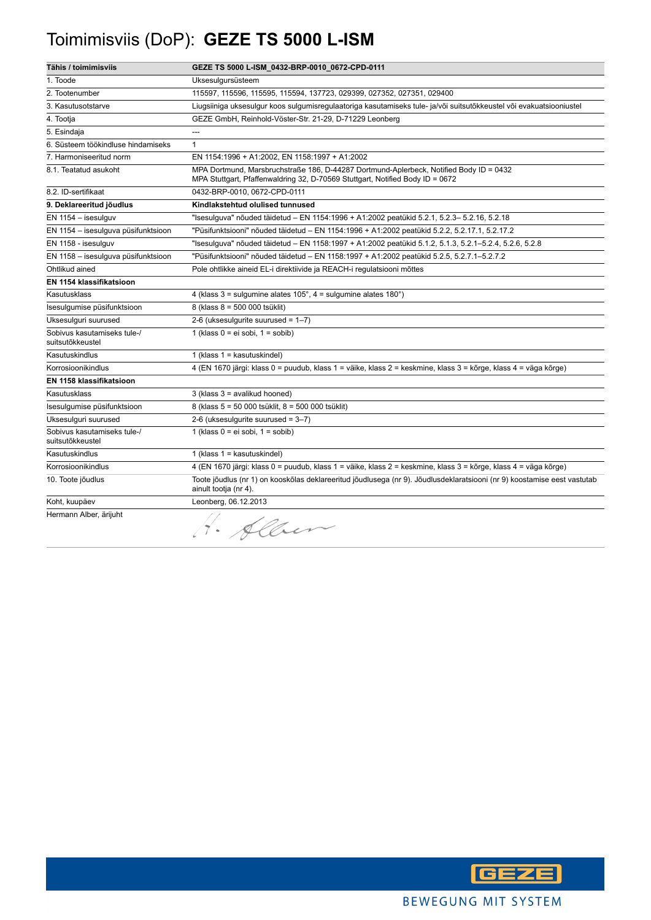# Toimimisviis (DoP): **GEZE TS 5000 L-ISM**

| Tähis / toimimisviis | GEZE TS 5000 L-ISM_0432-BRP-0010_0672-CPD-0111 |
|---|---|
| 1. Toode | Uksesulgursüsteem |
| 2. Tootenumber | 115597, 115596, 115595, 115594, 137723, 029399, 027352, 027351, 029400 |
| 3. Kasutusotstarve | Liugsiiniga uksesulgur koos sulgumisregulaatoriga kasutamiseks tule- ja/või suitsutõkkeustel või evakuatsiooniustel |
| 4. Tootja | GEZE GmbH, Reinhold-Vöster-Str. 21-29, D-71229 Leonberg |
| 5. Esindaja | --- |
| 6. Süsteem töökindluse hindamiseks | 1 |
| 7. Harmoniseeritud norm | EN 1154:1996 + A1:2002, EN 1158:1997 + A1:2002 |
| 8.1. Teatatud asukoht | MPA Dortmund, Marsbruchstraße 186, D-44287 Dortmund-Aplerbeck, Notified Body ID = 0432<br>MPA Stuttgart, Pfaffenwaldring 32, D-70569 Stuttgart, Notified Body ID = 0672 |
| 8.2. ID-sertifikaat | 0432-BRP-0010, 0672-CPD-0111 |
| **9. Deklareeritud jõudlus** | **Kindlakstehtud olulised tunnused** |
| EN 1154 – isesulguv | "Isesulguva" nõuded täidetud – EN 1154:1996 + A1:2002 peatükid 5.2.1, 5.2.3– 5.2.16, 5.2.18 |
| EN 1154 – isesulguva püsifunktsioon | "Püsifunktsiooni" nõuded täidetud – EN 1154:1996 + A1:2002 peatükid 5.2.2, 5.2.17.1, 5.2.17.2 |
| EN 1158 - isesulguv | "Isesulguva" nõuded täidetud – EN 1158:1997 + A1:2002 peatükid 5.1.2, 5.1.3, 5.2.1–5.2.4, 5.2.6, 5.2.8 |
| EN 1158 – isesulguva püsifunktsioon | "Püsifunktsiooni" nõuded täidetud – EN 1158:1997 + A1:2002 peatükid 5.2.5, 5.2.7.1–5.2.7.2 |
| Ohtlikud ained | Pole ohtlikke aineid EL-i direktiivide ja REACH-i regulatsiooni mõttes |
| **EN 1154 klassifikatsioon** | |
| Kasutusklass | 4 (klass 3 = sulgumine alates 105°, 4 = sulgumine alates 180°) |
| Isesulgumise püsifunktsioon | 8 (klass 8 = 500 000 tsüklit) |
| Uksesulguri suurused | 2-6 (uksesulgurite suurused = 1–7) |
| Sobivus kasutamiseks tule-/ suitsutõkkeustel | 1 (klass 0 = ei sobi, 1 = sobib) |
| Kasutuskindlus | 1 (klass 1 = kasutuskindel) |
| Korrosioonikindlus | 4 (EN 1670 järgi: klass 0 = puudub, klass 1 = väike, klass 2 = keskmine, klass 3 = kõrge, klass 4 = väga kõrge) |
| **EN 1158 klassifikatsioon** | |
| Kasutusklass | 3 (klass 3 = avalikud hooned) |
| Isesulgumise püsifunktsioon | 8 (klass 5 = 50 000 tsüklit, 8 = 500 000 tsüklit) |
| Uksesulguri suurused | 2-6 (uksesulgurite suurused = 3–7) |
| Sobivus kasutamiseks tule-/ suitsutõkkeustel | 1 (klass 0 = ei sobi, 1 = sobib) |
| Kasutuskindlus | 1 (klass 1 = kasutuskindel) |
| Korrosioonikindlus | 4 (EN 1670 järgi: klass 0 = puudub, klass 1 = väike, klass 2 = keskmine, klass 3 = kõrge, klass 4 = väga kõrge) |
| 10. Toote jõudlus | Toote jõudlus (nr 1) on kooskõlas deklareeritud jõudlusega (nr 9). Jõudlusdeklaratsiooni (nr 9) koostamise eest vastutab ainult tootja (nr 4). |
| Koht, kuupäev | Leonberg, 06.12.2013 |
| Hermann Alber, ärijuht | H. Alber |

GEZE

BEWEGUNG MIT SYSTEM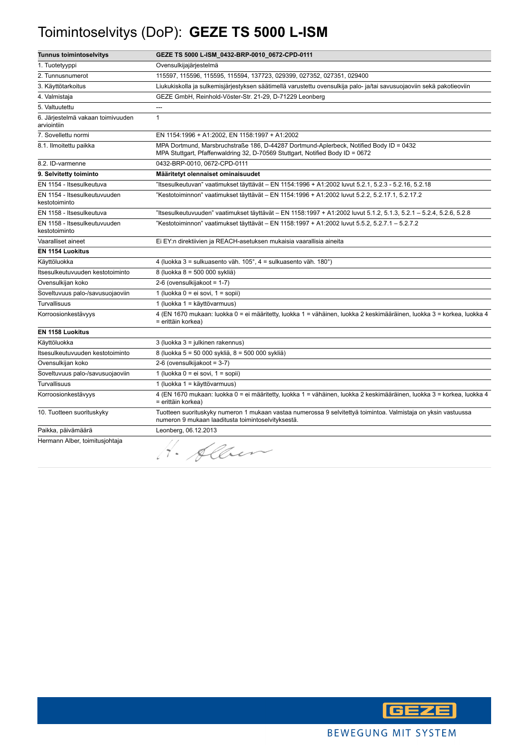# Toimintoselvitys (DoP): **GEZE TS 5000 L-ISM**

| **Tunnus toimintoselvitys** | **GEZE TS 5000 L-ISM_0432-BRP-0010_0672-CPD-0111** |
| --- | --- |
| 1. Tuotetyyppi | Ovensulkijajärjestelmä |
| 2. Tunnusnumerot | 115597, 115596, 115595, 115594, 137723, 029399, 027352, 027351, 029400 |
| 3. Käyttötarkoitus | Liukukiskolla ja sulkemisjärjestyksen säätimellä varustettu ovensulkija palo- ja/tai savusuojaoviin sekä pakotieoviin |
| 4. Valmistaja | GEZE GmbH, Reinhold-Vöster-Str. 21-29, D-71229 Leonberg |
| 5. Valtuutettu | --- |
| 6. Järjestelmä vakaan toimivuuden arviointiin | 1 |
| 7. Sovellettu normi | EN 1154:1996 + A1:2002, EN 1158:1997 + A1:2002 |
| 8.1. Ilmoitettu paikka | MPA Dortmund, Marsbruchstraße 186, D-44287 Dortmund-Aplerbeck, Notified Body ID = 0432<br>MPA Stuttgart, Pfaffenwaldring 32, D-70569 Stuttgart, Notified Body ID = 0672 |
| 8.2. ID-varmenne | 0432-BRP-0010, 0672-CPD-0111 |
| **9. Selvitetty toiminto** | **Määritetyt olennaiset ominaisuudet** |
| EN 1154 - Itsesulkeutuva | "Itsesulkeutuvan" vaatimukset täyttävät – EN 1154:1996 + A1:2002 luvut 5.2.1, 5.2.3 - 5.2.16, 5.2.18 |
| EN 1154 - Itsesulkeutuvuuden kestotoiminto | "Kestotoiminnon" vaatimukset täyttävät – EN 1154:1996 + A1:2002 luvut 5.2.2, 5.2.17.1, 5.2.17.2 |
| EN 1158 - Itsesulkeutuva | "Itsesulkeutuvuuden" vaatimukset täyttävät – EN 1158:1997 + A1:2002 luvut 5.1.2, 5.1.3, 5.2.1 – 5.2.4, 5.2.6, 5.2.8 |
| EN 1158 - Itsesulkeutuvuuden kestotoiminto | "Kestotoiminnon" vaatimukset täyttävät – EN 1158:1997 + A1:2002 luvut 5.5.2, 5.2.7.1 – 5.2.7.2 |
| Vaaralliset aineet | Ei EY:n direktiivien ja REACH-asetuksen mukaisia vaarallisia aineita |
| **EN 1154 Luokitus** | |
| Käyttöluokka | 4 (luokka 3 = sulkuasento väh. 105°, 4 = sulkuasento väh. 180°) |
| Itsesulkeutuvuuden kestotoiminto | 8 (luokka 8 = 500 000 sykliä) |
| Ovensulkijan koko | 2-6 (ovensulkijakoot = 1-7) |
| Soveltuvuus palo-/savusuojaoviin | 1 (luokka 0 = ei sovi, 1 = sopii) |
| Turvallisuus | 1 (luokka 1 = käyttövarmuus) |
| Korroosionkestävyys | 4 (EN 1670 mukaan: luokka 0 = ei määritetty, luokka 1 = vähäinen, luokka 2 keskimääräinen, luokka 3 = korkea, luokka 4 = erittäin korkea) |
| **EN 1158 Luokitus** | |
| Käyttöluokka | 3 (luokka 3 = julkinen rakennus) |
| Itsesulkeutuvuuden kestotoiminto | 8 (luokka 5 = 50 000 sykliä, 8 = 500 000 sykliä) |
| Ovensulkijan koko | 2-6 (ovensulkijakoot = 3-7) |
| Soveltuvuus palo-/savusuojaoviin | 1 (luokka 0 = ei sovi, 1 = sopii) |
| Turvallisuus | 1 (luokka 1 = käyttövarmuus) |
| Korroosionkestävyys | 4 (EN 1670 mukaan: luokka 0 = ei määritetty, luokka 1 = vähäinen, luokka 2 keskimääräinen, luokka 3 = korkea, luokka 4 = erittäin korkea) |
| 10. Tuotteen suorituskyky | Tuotteen suorituskyky numeron 1 mukaan vastaa numerossa 9 selvitettyä toimintoa. Valmistaja on yksin vastuussa numeron 9 mukaan laaditusta toimintoselvityksestä. |
| Paikka, päivämäärä | Leonberg, 06.12.2013 |
| Hermann Alber, toimitusjohtaja | H. Alber |

GEZE

BEWEGUNG MIT SYSTEM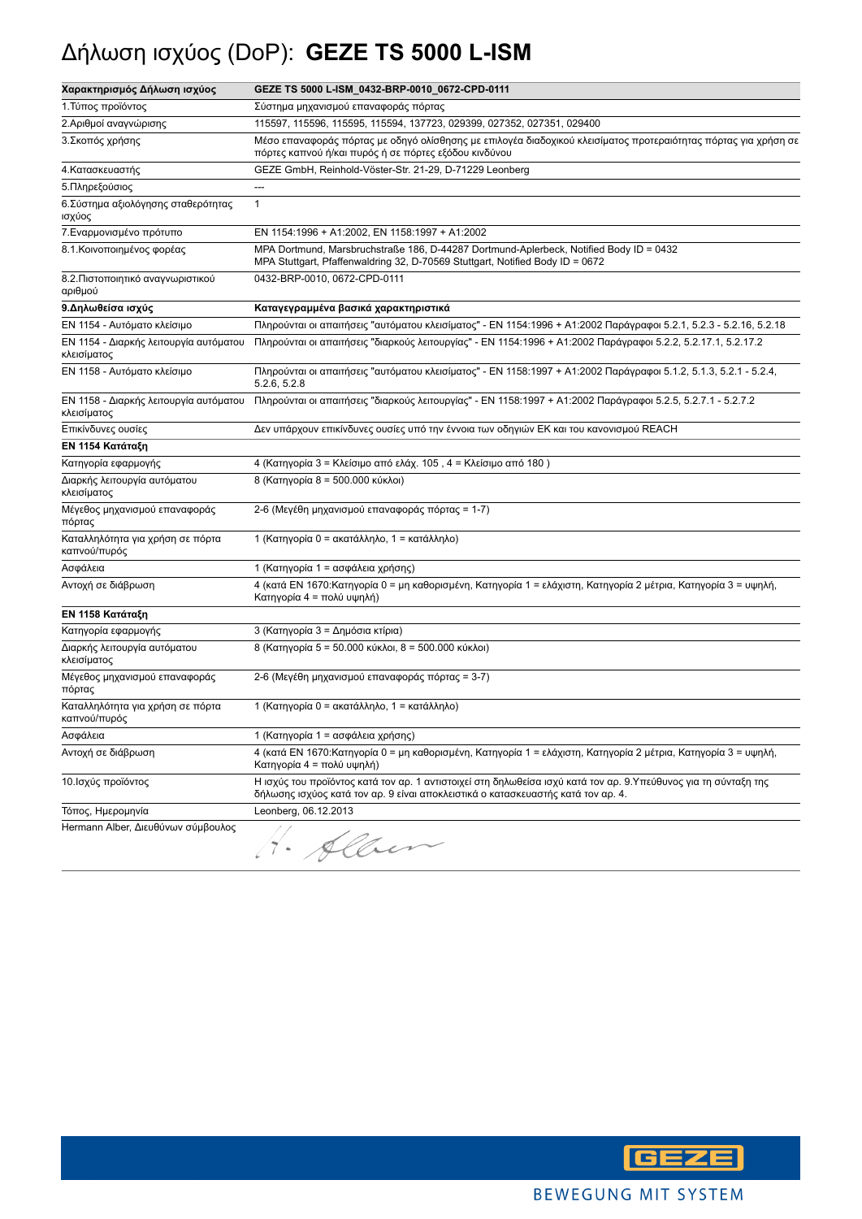# Δήλωση ισχύος (DoP): **GEZE TS 5000 L-ISM**

| **Χαρακτηρισμός Δήλωση ισχύος** | **GEZE TS 5000 L-ISM_0432-BRP-0010_0672-CPD-0111** |
| --- | --- |
| 1.Τύπος προϊόντος | Σύστημα μηχανισμού επαναφοράς πόρτας |
| 2.Αριθμοί αναγνώρισης | 115597, 115596, 115595, 115594, 137723, 029399, 027352, 027351, 029400 |
| 3.Σκοπός χρήσης | Μέσο επαναφοράς πόρτας με οδηγό ολίσθησης με επιλογέα διαδοχικού κλεισίματος προτεραιότητας πόρτας για χρήση σε πόρτες καπνού ή/και πυρός ή σε πόρτες εξόδου κινδύνου |
| 4.Κατασκευαστής | GEZE GmbH, Reinhold-Vöster-Str. 21-29, D-71229 Leonberg |
| 5.Πληρεξούσιος | --- |
| 6.Σύστημα αξιολόγησης σταθερότητας ισχύος | 1 |
| 7.Εναρμονισμένο πρότυπο | EN 1154:1996 + A1:2002, EN 1158:1997 + A1:2002 |
| 8.1.Κοινοποιημένος φορέας | MPA Dortmund, Marsbruchstraße 186, D-44287 Dortmund-Aplerbeck, Notified Body ID = 0432<br>MPA Stuttgart, Pfaffenwaldring 32, D-70569 Stuttgart, Notified Body ID = 0672 |
| 8.2.Πιστοποιητικό αναγνωριστικού αριθμού | 0432-BRP-0010, 0672-CPD-0111 |
| **9.Δηλωθείσα ισχύς** | **Καταγεγραμμένα βασικά χαρακτηριστικά** |
| EN 1154 - Αυτόματο κλείσιμο | Πληρούνται οι απαιτήσεις "αυτόματου κλεισίματος" - EN 1154:1996 + A1:2002 Παράγραφοι 5.2.1, 5.2.3 - 5.2.16, 5.2.18 |
| EN 1154 - Διαρκής λειτουργία αυτόματου κλεισίματος | Πληρούνται οι απαιτήσεις "διαρκούς λειτουργίας" - EN 1154:1996 + A1:2002 Παράγραφοι 5.2.2, 5.2.17.1, 5.2.17.2 |
| EN 1158 - Αυτόματο κλείσιμο | Πληρούνται οι απαιτήσεις "αυτόματου κλεισίματος" - EN 1158:1997 + A1:2002 Παράγραφοι 5.1.2, 5.1.3, 5.2.1 - 5.2.4, 5.2.6, 5.2.8 |
| EN 1158 - Διαρκής λειτουργία αυτόματου κλεισίματος | Πληρούνται οι απαιτήσεις "διαρκούς λειτουργίας" - EN 1158:1997 + A1:2002 Παράγραφοι 5.2.5, 5.2.7.1 - 5.2.7.2 |
| Επικίνδυνες ουσίες | Δεν υπάρχουν επικίνδυνες ουσίες υπό την έννοια των οδηγιών ΕΚ και του κανονισμού REACH |
| **EN 1154 Κατάταξη** | |
| Κατηγορία εφαρμογής | 4 (Κατηγορία 3 = Κλείσιμο από ελάχ. 105 , 4 = Κλείσιμο από 180 ) |
| Διαρκής λειτουργία αυτόματου κλεισίματος | 8 (Κατηγορία 8 = 500.000 κύκλοι) |
| Μέγεθος μηχανισμού επαναφοράς πόρτας | 2-6 (Μεγέθη μηχανισμού επαναφοράς πόρτας = 1-7) |
| Καταλληλότητα για χρήση σε πόρτα καπνού/πυρός | 1 (Κατηγορία 0 = ακατάλληλο, 1 = κατάλληλο) |
| Ασφάλεια | 1 (Κατηγορία 1 = ασφάλεια χρήσης) |
| Αντοχή σε διάβρωση | 4 (κατά EN 1670:Κατηγορία 0 = μη καθορισμένη, Κατηγορία 1 = ελάχιστη, Κατηγορία 2 μέτρια, Κατηγορία 3 = υψηλή, Κατηγορία 4 = πολύ υψηλή) |
| **EN 1158 Κατάταξη** | |
| Κατηγορία εφαρμογής | 3 (Κατηγορία 3 = Δημόσια κτίρια) |
| Διαρκής λειτουργία αυτόματου κλεισίματος | 8 (Κατηγορία 5 = 50.000 κύκλοι, 8 = 500.000 κύκλοι) |
| Μέγεθος μηχανισμού επαναφοράς πόρτας | 2-6 (Μεγέθη μηχανισμού επαναφοράς πόρτας = 3-7) |
| Καταλληλότητα για χρήση σε πόρτα καπνού/πυρός | 1 (Κατηγορία 0 = ακατάλληλο, 1 = κατάλληλο) |
| Ασφάλεια | 1 (Κατηγορία 1 = ασφάλεια χρήσης) |
| Αντοχή σε διάβρωση | 4 (κατά EN 1670:Κατηγορία 0 = μη καθορισμένη, Κατηγορία 1 = ελάχιστη, Κατηγορία 2 μέτρια, Κατηγορία 3 = υψηλή, Κατηγορία 4 = πολύ υψηλή) |
| 10.Ισχύς προϊόντος | Η ισχύς του προϊόντος κατά τον αρ. 1 αντιστοιχεί στη δηλωθείσα ισχύ κατά τον αρ. 9.Υπεύθυνος για τη σύνταξη της δήλωσης ισχύος κατά τον αρ. 9 είναι αποκλειστικά ο κατασκευαστής κατά τον αρ. 4. |
| Τόπος, Ημερομηνία | Leonberg, 06.12.2013 |
| Hermann Alber, Διευθύνων σύμβουλος | H. Alber |

GEZE

BEWEGUNG MIT SYSTEM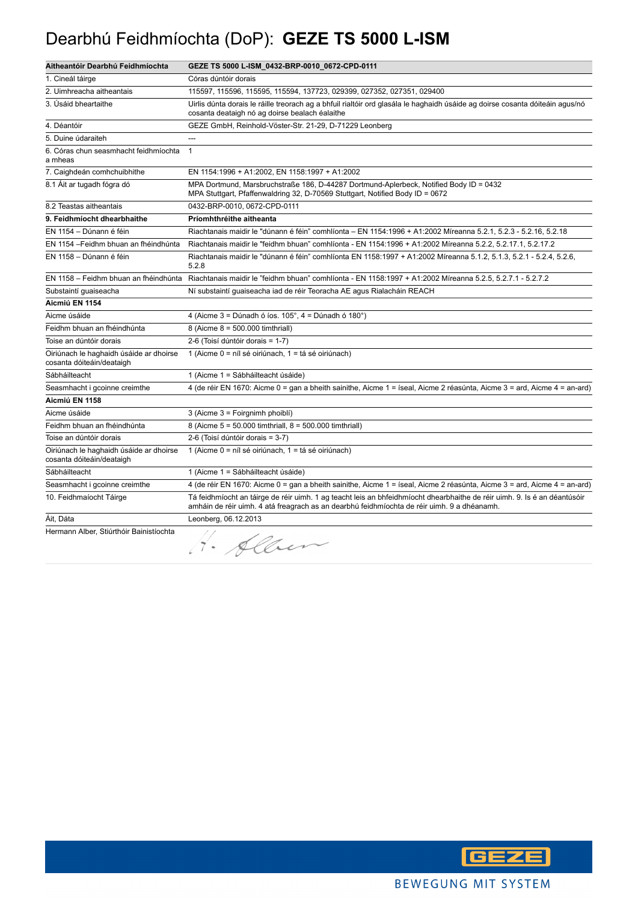# Dearbhú Feidhmíochta (DoP): **GEZE TS 5000 L-ISM**

| **Aitheantóir Dearbhú Feidhmíochta** | **GEZE TS 5000 L-ISM_0432-BRP-0010_0672-CPD-0111** |
|---|---|
| 1. Cineál táirge | Córas dúntóir dorais |
| 2. Uimhreacha aitheantais | 115597, 115596, 115595, 115594, 137723, 029399, 027352, 027351, 029400 |
| 3. Úsáid bheartaithe | Uirlis dúnta dorais le ráille treorach ag a bhfuil rialtóir ord glasála le haghaidh úsáide ag doirse cosanta dóiteáin agus/nó cosanta deataigh nó ag doirse bealach éalaithe |
| 4. Déantóir | GEZE GmbH, Reinhold-Vöster-Str. 21-29, D-71229 Leonberg |
| 5. Duine údaraiteh | --- |
| 6. Córas chun seasmhacht feidhmíochta a mheas | 1 |
| 7. Caighdeán comhchuibhithe | EN 1154:1996 + A1:2002, EN 1158:1997 + A1:2002 |
| 8.1 Áit ar tugadh fógra dó | MPA Dortmund, Marsbruchstraße 186, D-44287 Dortmund-Aplerbeck, Notified Body ID = 0432<br>MPA Stuttgart, Pfaffenwaldring 32, D-70569 Stuttgart, Notified Body ID = 0672 |
| 8.2 Teastas aitheantais | 0432-BRP-0010, 0672-CPD-0111 |
| **9. Feidhmíocht dhearbhaithe** | **Príomhthréithe aitheanta** |
| EN 1154 – Dúnann é féin | Riachtanais maidir le "dúnann é féin" comhlíonta – EN 1154:1996 + A1:2002 Míreanna 5.2.1, 5.2.3 - 5.2.16, 5.2.18 |
| EN 1154 –Feidhm bhuan an fhéindhúnta | Riachtanais maidir le "feidhm bhuan" comhlíonta - EN 1154:1996 + A1:2002 Míreanna 5.2.2, 5.2.17.1, 5.2.17.2 |
| EN 1158 – Dúnann é féin | Riachtanais maidir le "dúnann é féin" comhlíonta EN 1158:1997 + A1:2002 Míreanna 5.1.2, 5.1.3, 5.2.1 - 5.2.4, 5.2.6, 5.2.8 |
| EN 1158 – Feidhm bhuan an fhéindhúnta | Riachtanais maidir le "feidhm bhuan" comhlíonta - EN 1158:1997 + A1:2002 Míreanna 5.2.5, 5.2.7.1 - 5.2.7.2 |
| Substaintí guaiseacha | Ní substaintí guaiseacha iad de réir Teoracha AE agus Rialacháin REACH |
| **Aicmiú EN 1154** | |
| Aicme úsáide | 4 (Aicme 3 = Dúnadh ó íos. 105°, 4 = Dúnadh ó 180°) |
| Feidhm bhuan an fhéindhúnta | 8 (Aicme 8 = 500.000 timthriall) |
| Toise an dúntóir dorais | 2-6 (Toisí dúntóir dorais = 1-7) |
| Oiriúnach le haghaidh úsáide ar dhoirse cosanta dóiteáin/deataigh | 1 (Aicme 0 = níl sé oiriúnach, 1 = tá sé oiriúnach) |
| Sábháilteacht | 1 (Aicme 1 = Sábháilteacht úsáide) |
| Seasmhacht i gcoinne creimthe | 4 (de réir EN 1670: Aicme 0 = gan a bheith sainithe, Aicme 1 = íseal, Aicme 2 réasúnta, Aicme 3 = ard, Aicme 4 = an-ard) |
| **Aicmiú EN 1158** | |
| Aicme úsáide | 3 (Aicme 3 = Foirgnimh phoiblí) |
| Feidhm bhuan an fhéindhúnta | 8 (Aicme 5 = 50.000 timthriall, 8 = 500.000 timthriall) |
| Toise an dúntóir dorais | 2-6 (Toisí dúntóir dorais = 3-7) |
| Oiriúnach le haghaidh úsáide ar dhoirse cosanta dóiteáin/deataigh | 1 (Aicme 0 = níl sé oiriúnach, 1 = tá sé oiriúnach) |
| Sábháilteacht | 1 (Aicme 1 = Sábháilteacht úsáide) |
| Seasmhacht i gcoinne creimthe | 4 (de réir EN 1670: Aicme 0 = gan a bheith sainithe, Aicme 1 = íseal, Aicme 2 réasúnta, Aicme 3 = ard, Aicme 4 = an-ard) |
| 10. Feidhmaíocht Táirge | Tá feidhmíocht an táirge de réir uimh. 1 ag teacht leis an bhfeidhmíocht dhearbhaithe de réir uimh. 9. Is é an déantúsóir amháin de réir uimh. 4 atá freagrach as an dearbhú feidhmíochta de réir uimh. 9 a dhéanamh. |
| Áit, Dáta | Leonberg, 06.12.2013 |
| Hermann Alber, Stiúrthóir Bainistíochta | H. Alber |

GEZE

BEWEGUNG MIT SYSTEM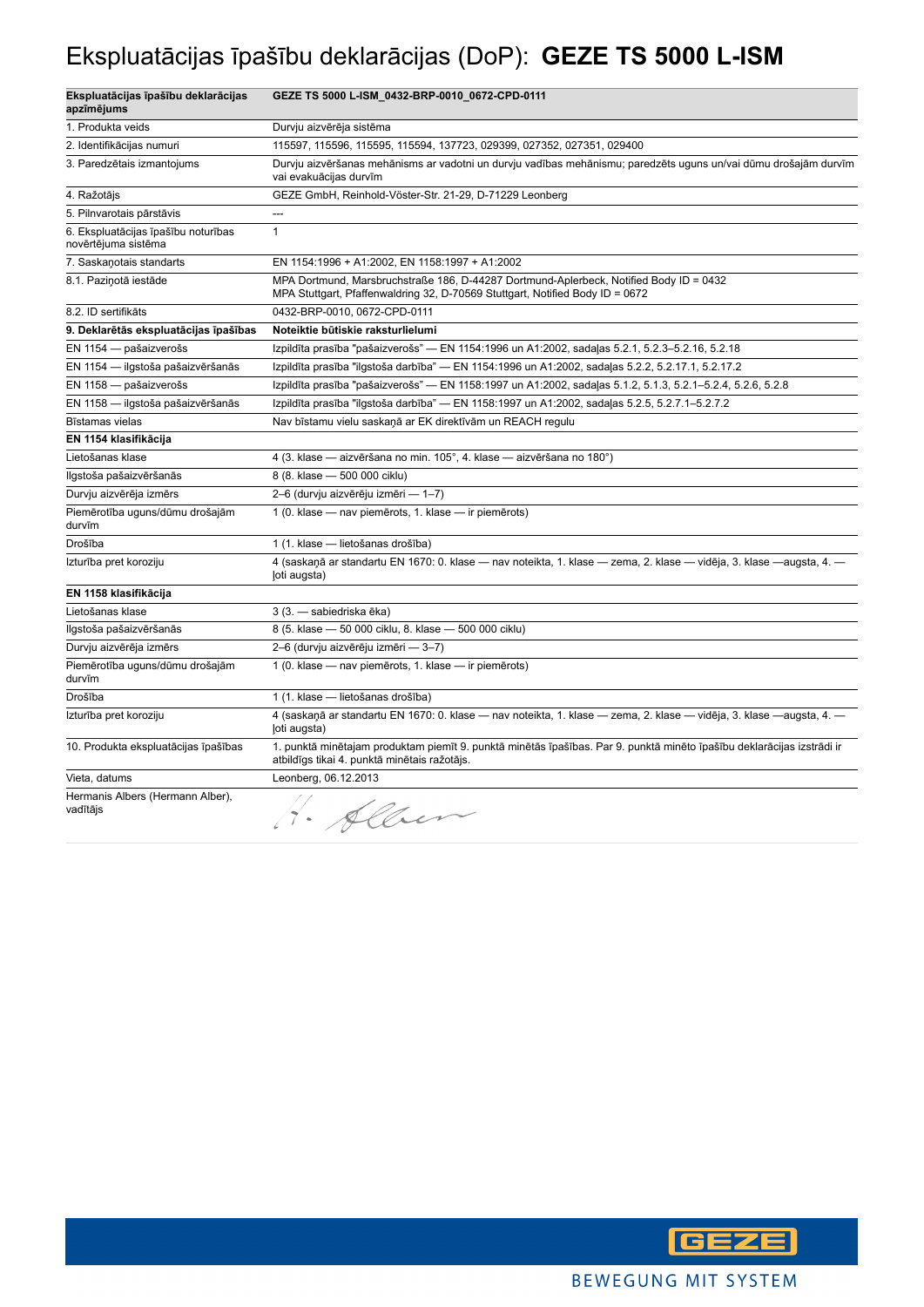# Ekspluatācijas īpašību deklarācijas (DoP): **GEZE TS 5000 L-ISM**

| **Ekspluatācijas īpašību deklarācijas apzīmējums** | **GEZE TS 5000 L-ISM_0432-BRP-0010_0672-CPD-0111** |
|---|---|
| 1. Produkta veids | Durvju aizvērēja sistēma |
| 2. Identifikācijas numuri | 115597, 115596, 115595, 115594, 137723, 029399, 027352, 027351, 029400 |
| 3. Paredzētais izmantojums | Durvju aizvēršanas mehānisms ar vadotni un durvju vadības mehānismu; paredzēts uguns un/vai dūmu drošajām durvīm vai evakuācijas durvīm |
| 4. Ražotājs | GEZE GmbH, Reinhold-Vöster-Str. 21-29, D-71229 Leonberg |
| 5. Pilnvarotais pārstāvis | --- |
| 6. Ekspluatācijas īpašību noturības novērtējuma sistēma | 1 |
| 7. Saskaņotais standarts | EN 1154:1996 + A1:2002, EN 1158:1997 + A1:2002 |
| 8.1. Paziņotā iestāde | MPA Dortmund, Marsbruchstraße 186, D-44287 Dortmund-Aplerbeck, Notified Body ID = 0432<br>MPA Stuttgart, Pfaffenwaldring 32, D-70569 Stuttgart, Notified Body ID = 0672 |
| 8.2. ID sertifikāts | 0432-BRP-0010, 0672-CPD-0111 |
| **9. Deklarētās ekspluatācijas īpašības** | **Noteiktie būtiskie raksturlielumi** |
| EN 1154 — pašaizverošs | Izpildīta prasība "pašaizverošs" — EN 1154:1996 un A1:2002, sadaļas 5.2.1, 5.2.3–5.2.16, 5.2.18 |
| EN 1154 — ilgstoša pašaizvēršanās | Izpildīta prasība "ilgstoša darbība" — EN 1154:1996 un A1:2002, sadaļas 5.2.2, 5.2.17.1, 5.2.17.2 |
| EN 1158 — pašaizverošs | Izpildīta prasība "pašaizverošs" — EN 1158:1997 un A1:2002, sadaļas 5.1.2, 5.1.3, 5.2.1–5.2.4, 5.2.6, 5.2.8 |
| EN 1158 — ilgstoša pašaizvēršanās | Izpildīta prasība "ilgstoša darbība" — EN 1158:1997 un A1:2002, sadaļas 5.2.5, 5.2.7.1–5.2.7.2 |
| Bīstamas vielas | Nav bīstamu vielu saskaņā ar EK direktīvām un REACH regulu |
| **EN 1154 klasifikācija** | |
| Lietošanas klase | 4 (3. klase — aizvēršana no min. 105°, 4. klase — aizvēršana no 180°) |
| Ilgstoša pašaizvēršanās | 8 (8. klase — 500 000 ciklu) |
| Durvju aizvērēja izmērs | 2–6 (durvju aizvērēju izmēri — 1–7) |
| Piemērotība uguns/dūmu drošajām durvīm | 1 (0. klase — nav piemērots, 1. klase — ir piemērots) |
| Drošība | 1 (1. klase — lietošanas drošība) |
| Izturība pret koroziju | 4 (saskaņā ar standartu EN 1670: 0. klase — nav noteikta, 1. klase — zema, 2. klase — vidēja, 3. klase —augsta, 4. — ļoti augsta) |
| **EN 1158 klasifikācija** | |
| Lietošanas klase | 3 (3. — sabiedriska ēka) |
| Ilgstoša pašaizvēršanās | 8 (5. klase — 50 000 ciklu, 8. klase — 500 000 ciklu) |
| Durvju aizvērēja izmērs | 2–6 (durvju aizvērēju izmēri — 3–7) |
| Piemērotība uguns/dūmu drošajām durvīm | 1 (0. klase — nav piemērots, 1. klase — ir piemērots) |
| Drošība | 1 (1. klase — lietošanas drošība) |
| Izturība pret koroziju | 4 (saskaņā ar standartu EN 1670: 0. klase — nav noteikta, 1. klase — zema, 2. klase — vidēja, 3. klase —augsta, 4. — ļoti augsta) |
| 10. Produkta ekspluatācijas īpašības | 1. punktā minētajam produktam piemīt 9. punktā minētās īpašības. Par 9. punktā minēto īpašību deklarācijas izstrādi ir atbildīgs tikai 4. punktā minētais ražotājs. |
| Vieta, datums | Leonberg, 06.12.2013 |
| Hermanis Albers (Hermann Alber), vadītājs | H. Alber |

GEZE

BEWEGUNG MIT SYSTEM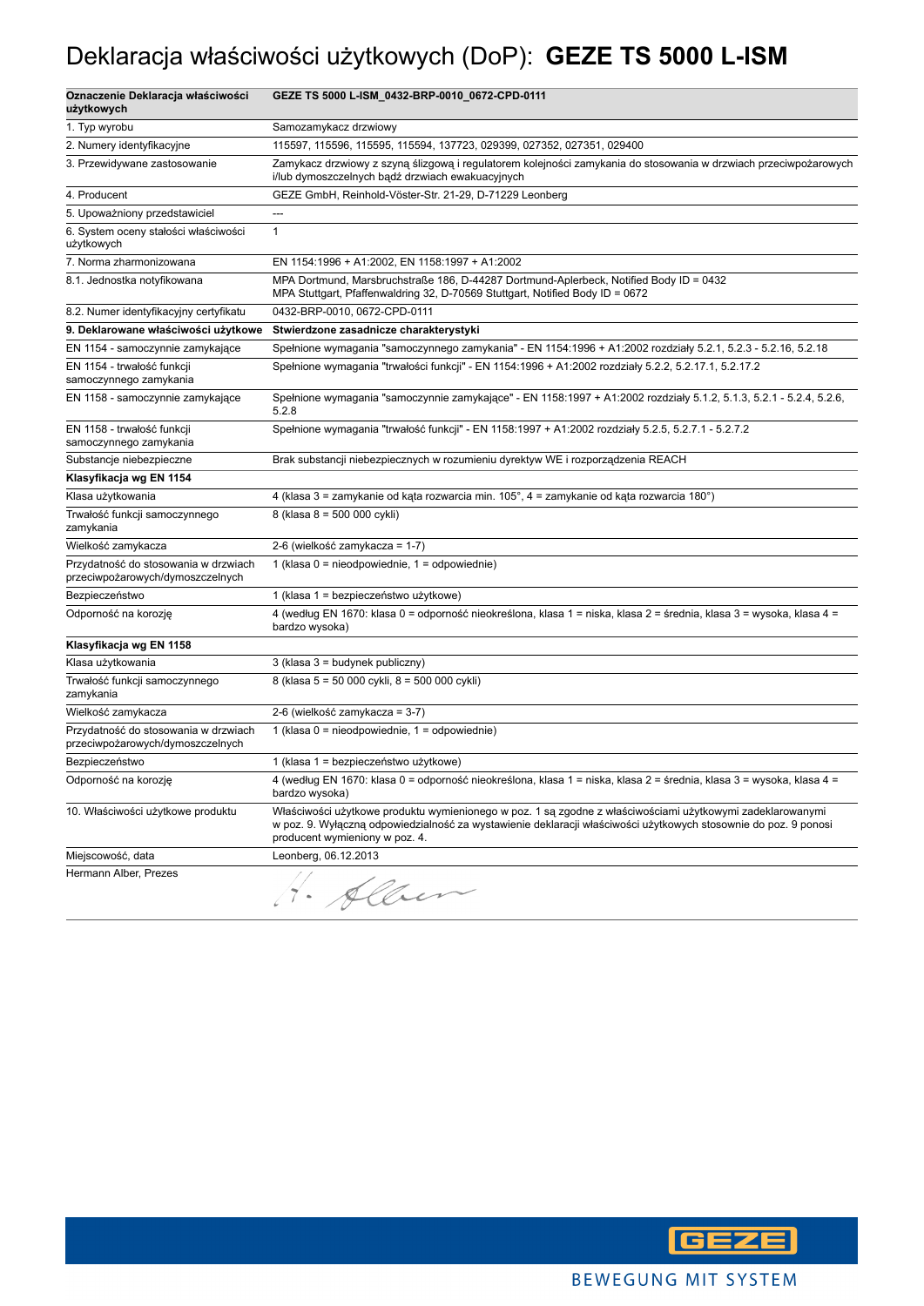# Deklaracja właściwości użytkowych (DoP): **GEZE TS 5000 L-ISM**

| **Oznaczenie Deklaracja właściwości użytkowych** | **GEZE TS 5000 L-ISM_0432-BRP-0010_0672-CPD-0111** |
|---|---|
| 1. Typ wyrobu | Samozamykacz drzwiowy |
| 2. Numery identyfikacyjne | 115597, 115596, 115595, 115594, 137723, 029399, 027352, 027351, 029400 |
| 3. Przewidywane zastosowanie | Zamykacz drzwiowy z szyną ślizgową i regulatorem kolejności zamykania do stosowania w drzwiach przeciwpożarowych i/lub dymoszczelnych bądź drzwiach ewakuacyjnych |
| 4. Producent | GEZE GmbH, Reinhold-Vöster-Str. 21-29, D-71229 Leonberg |
| 5. Upoważniony przedstawiciel | --- |
| 6. System oceny stałości właściwości użytkowych | 1 |
| 7. Norma zharmonizowana | EN 1154:1996 + A1:2002, EN 1158:1997 + A1:2002 |
| 8.1. Jednostka notyfikowana | MPA Dortmund, Marsbruchstraße 186, D-44287 Dortmund-Aplerbeck, Notified Body ID = 0432<br>MPA Stuttgart, Pfaffenwaldring 32, D-70569 Stuttgart, Notified Body ID = 0672 |
| 8.2. Numer identyfikacyjny certyfikatu | 0432-BRP-0010, 0672-CPD-0111 |
| **9. Deklarowane właściwości użytkowe** | **Stwierdzone zasadnicze charakterystyki** |
| EN 1154 - samoczynnie zamykające | Spełnione wymagania "samoczynnego zamykania" - EN 1154:1996 + A1:2002 rozdziały 5.2.1, 5.2.3 - 5.2.16, 5.2.18 |
| EN 1154 - trwałość funkcji samoczynnego zamykania | Spełnione wymagania "trwałości funkcji" - EN 1154:1996 + A1:2002 rozdziały 5.2.2, 5.2.17.1, 5.2.17.2 |
| EN 1158 - samoczynnie zamykające | Spełnione wymagania "samoczynnie zamykające" - EN 1158:1997 + A1:2002 rozdziały 5.1.2, 5.1.3, 5.2.1 - 5.2.4, 5.2.6, 5.2.8 |
| EN 1158 - trwałość funkcji samoczynnego zamykania | Spełnione wymagania "trwałość funkcji" - EN 1158:1997 + A1:2002 rozdziały 5.2.5, 5.2.7.1 - 5.2.7.2 |
| Substancje niebezpieczne | Brak substancji niebezpiecznych w rozumieniu dyrektyw WE i rozporządzenia REACH |
| **Klasyfikacja wg EN 1154** | |
| Klasa użytkowania | 4 (klasa 3 = zamykanie od kąta rozwarcia min. 105°, 4 = zamykanie od kąta rozwarcia 180°) |
| Trwałość funkcji samoczynnego zamykania | 8 (klasa 8 = 500 000 cykli) |
| Wielkość zamykacza | 2-6 (wielkość zamykacza = 1-7) |
| Przydatność do stosowania w drzwiach przeciwpożarowych/dymoszczelnych | 1 (klasa 0 = nieodpowiednie, 1 = odpowiednie) |
| Bezpieczeństwo | 1 (klasa 1 = bezpieczeństwo użytkowe) |
| Odporność na korozję | 4 (według EN 1670: klasa 0 = odporność nieokreślona, klasa 1 = niska, klasa 2 = średnia, klasa 3 = wysoka, klasa 4 = bardzo wysoka) |
| **Klasyfikacja wg EN 1158** | |
| Klasa użytkowania | 3 (klasa 3 = budynek publiczny) |
| Trwałość funkcji samoczynnego zamykania | 8 (klasa 5 = 50 000 cykli, 8 = 500 000 cykli) |
| Wielkość zamykacza | 2-6 (wielkość zamykacza = 3-7) |
| Przydatność do stosowania w drzwiach przeciwpożarowych/dymoszczelnych | 1 (klasa 0 = nieodpowiednie, 1 = odpowiednie) |
| Bezpieczeństwo | 1 (klasa 1 = bezpieczeństwo użytkowe) |
| Odporność na korozję | 4 (według EN 1670: klasa 0 = odporność nieokreślona, klasa 1 = niska, klasa 2 = średnia, klasa 3 = wysoka, klasa 4 = bardzo wysoka) |
| 10. Właściwości użytkowe produktu | Właściwości użytkowe produktu wymienionego w poz. 1 są zgodne z właściwościami użytkowymi zadeklarowanymi w poz. 9. Wyłączną odpowiedzialność za wystawienie deklaracji właściwości użytkowych stosownie do poz. 9 ponosi producent wymieniony w poz. 4. |
| Miejscowość, data | Leonberg, 06.12.2013 |
| Hermann Alber, Prezes | H. Alber |

GEZE

BEWEGUNG MIT SYSTEM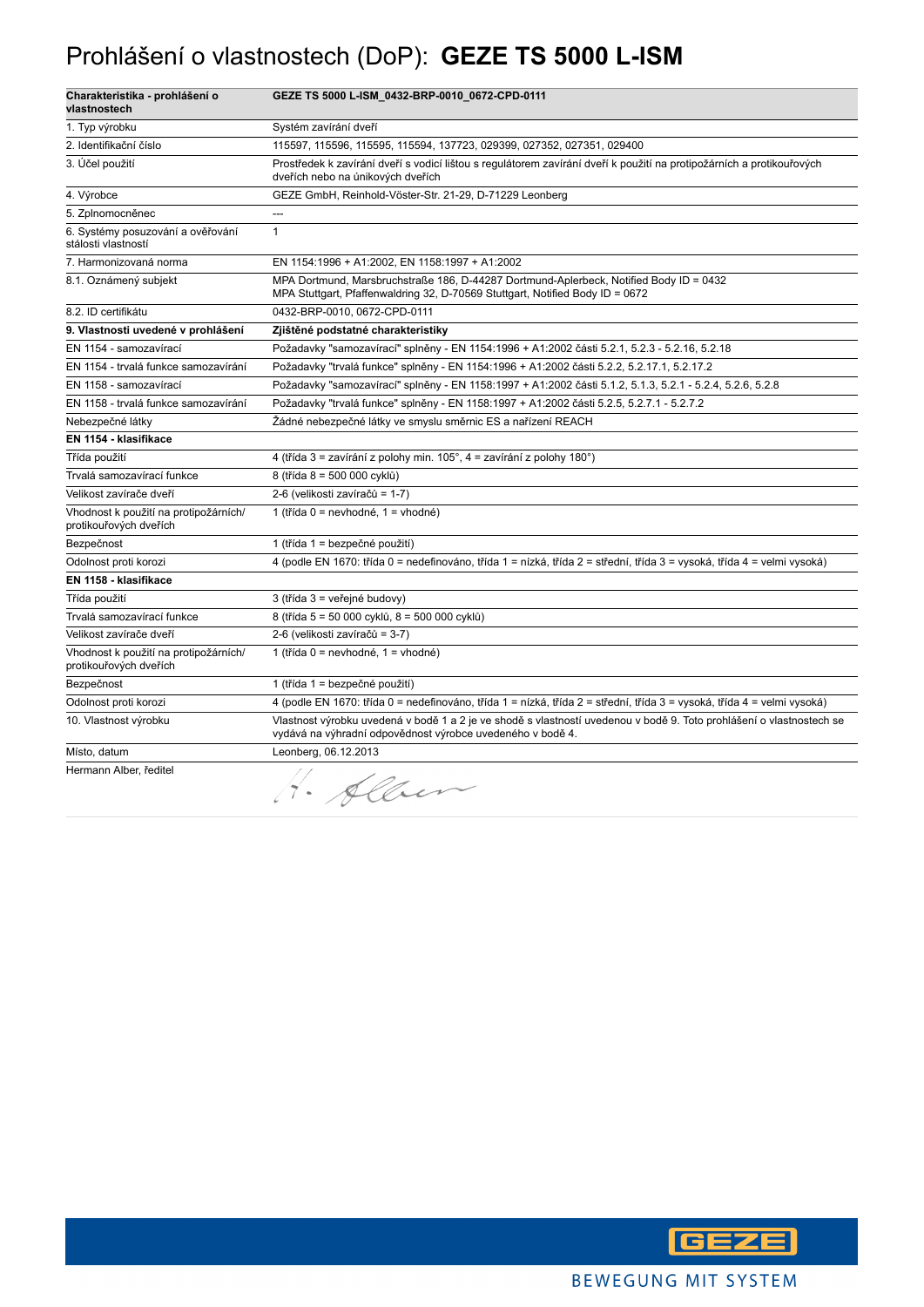# Prohlášení o vlastnostech (DoP): **GEZE TS 5000 L-ISM**

| Charakteristika - prohlášení o vlastnostech | GEZE TS 5000 L-ISM_0432-BRP-0010_0672-CPD-0111 |
|---|---|
| 1. Typ výrobku | Systém zavírání dveří |
| 2. Identifikační číslo | 115597, 115596, 115595, 115594, 137723, 029399, 027352, 027351, 029400 |
| 3. Účel použití | Prostředek k zavírání dveří s vodicí lištou s regulátorem zavírání dveří k použití na protipožárních a protikouřových dveřích nebo na únikových dveřích |
| 4. Výrobce | GEZE GmbH, Reinhold-Vöster-Str. 21-29, D-71229 Leonberg |
| 5. Zplnomocněnec | --- |
| 6. Systémy posuzování a ověřování stálosti vlastností | 1 |
| 7. Harmonizovaná norma | EN 1154:1996 + A1:2002, EN 1158:1997 + A1:2002 |
| 8.1. Oznámený subjekt | MPA Dortmund, Marsbruchstraße 186, D-44287 Dortmund-Aplerbeck, Notified Body ID = 0432<br>MPA Stuttgart, Pfaffenwaldring 32, D-70569 Stuttgart, Notified Body ID = 0672 |
| 8.2. ID certifikátu | 0432-BRP-0010, 0672-CPD-0111 |
| **9. Vlastnosti uvedené v prohlášení** | **Zjištěné podstatné charakteristiky** |
| EN 1154 - samozavírací | Požadavky "samozavírací" splněny - EN 1154:1996 + A1:2002 části 5.2.1, 5.2.3 - 5.2.16, 5.2.18 |
| EN 1154 - trvalá funkce samozavírání | Požadavky "trvalá funkce" splněny - EN 1154:1996 + A1:2002 části 5.2.2, 5.2.17.1, 5.2.17.2 |
| EN 1158 - samozavírací | Požadavky "samozavírací" splněny - EN 1158:1997 + A1:2002 části 5.1.2, 5.1.3, 5.2.1 - 5.2.4, 5.2.6, 5.2.8 |
| EN 1158 - trvalá funkce samozavírání | Požadavky "trvalá funkce" splněny - EN 1158:1997 + A1:2002 části 5.2.5, 5.2.7.1 - 5.2.7.2 |
| Nebezpečné látky | Žádné nebezpečné látky ve smyslu směrnic ES a nařízení REACH |
| **EN 1154 - klasifikace** | |
| Třída použití | 4 (třída 3 = zavírání z polohy min. 105°, 4 = zavírání z polohy 180°) |
| Trvalá samozavírací funkce | 8 (třída 8 = 500 000 cyklů) |
| Velikost zavírače dveří | 2-6 (velikosti zavíračů = 1-7) |
| Vhodnost k použití na protipožárních/ protikouřových dveřích | 1 (třída 0 = nevhodné, 1 = vhodné) |
| Bezpečnost | 1 (třída 1 = bezpečné použití) |
| Odolnost proti korozi | 4 (podle EN 1670: třída 0 = nedefinováno, třída 1 = nízká, třída 2 = střední, třída 3 = vysoká, třída 4 = velmi vysoká) |
| **EN 1158 - klasifikace** | |
| Třída použití | 3 (třída 3 = veřejné budovy) |
| Trvalá samozavírací funkce | 8 (třída 5 = 50 000 cyklů, 8 = 500 000 cyklů) |
| Velikost zavírače dveří | 2-6 (velikosti zavíračů = 3-7) |
| Vhodnost k použití na protipožárních/ protikouřových dveřích | 1 (třída 0 = nevhodné, 1 = vhodné) |
| Bezpečnost | 1 (třída 1 = bezpečné použití) |
| Odolnost proti korozi | 4 (podle EN 1670: třída 0 = nedefinováno, třída 1 = nízká, třída 2 = střední, třída 3 = vysoká, třída 4 = velmi vysoká) |
| 10. Vlastnost výrobku | Vlastnost výrobku uvedená v bodě 1 a 2 je ve shodě s vlastností uvedenou v bodě 9. Toto prohlášení o vlastnostech se vydává na výhradní odpovědnost výrobce uvedeného v bodě 4. |
| Místo, datum | Leonberg, 06.12.2013 |
| Hermann Alber, ředitel | H. Alber |

GEZE

BEWEGUNG MIT SYSTEM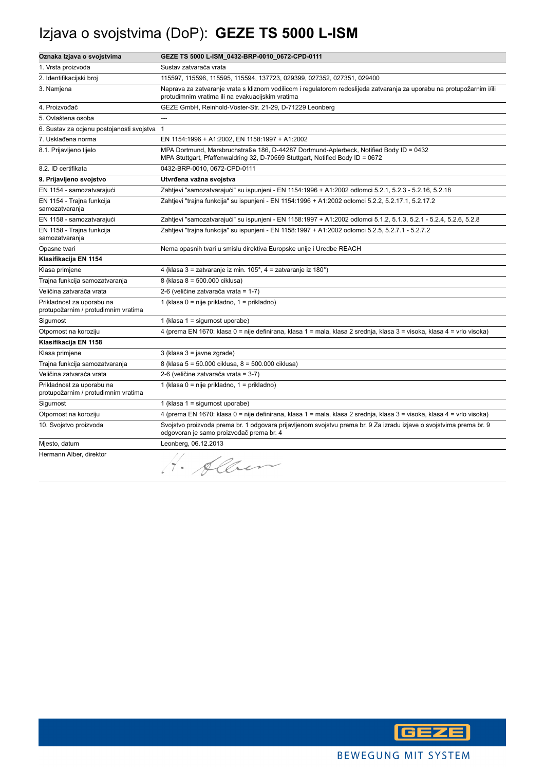# Izjava o svojstvima (DoP): **GEZE TS 5000 L-ISM**

| Oznaka Izjava o svojstvima | GEZE TS 5000 L-ISM_0432-BRP-0010_0672-CPD-0111 |
|---|---|
| 1. Vrsta proizvoda | Sustav zatvarača vrata |
| 2. Identifikacijski broj | 115597, 115596, 115595, 115594, 137723, 029399, 027352, 027351, 029400 |
| 3. Namjena | Naprava za zatvaranje vrata s kliznom vodilicom i regulatorom redoslijeda zatvaranja za uporabu na protupožarnim i/ili protudimnim vratima ili na evakuacijskim vratima |
| 4. Proizvođač | GEZE GmbH, Reinhold-Vöster-Str. 21-29, D-71229 Leonberg |
| 5. Ovlaštena osoba | --- |
| 6. Sustav za ocjenu postojanosti svojstva | 1 |
| 7. Usklađena norma | EN 1154:1996 + A1:2002, EN 1158:1997 + A1:2002 |
| 8.1. Prijavljeno tijelo | MPA Dortmund, Marsbruchstraße 186, D-44287 Dortmund-Aplerbeck, Notified Body ID = 0432<br>MPA Stuttgart, Pfaffenwaldring 32, D-70569 Stuttgart, Notified Body ID = 0672 |
| 8.2. ID certifikata | 0432-BRP-0010, 0672-CPD-0111 |
| **9. Prijavljeno svojstvo** | **Utvrđena važna svojstva** |
| EN 1154 - samozatvarajući | Zahtjevi "samozatvarajući" su ispunjeni - EN 1154:1996 + A1:2002 odlomci 5.2.1, 5.2.3 - 5.2.16, 5.2.18 |
| EN 1154 - Trajna funkcija samozatvaranja | Zahtjevi "trajna funkcija" su ispunjeni - EN 1154:1996 + A1:2002 odlomci 5.2.2, 5.2.17.1, 5.2.17.2 |
| EN 1158 - samozatvarajući | Zahtjevi "samozatvarajući" su ispunjeni - EN 1158:1997 + A1:2002 odlomci 5.1.2, 5.1.3, 5.2.1 - 5.2.4, 5.2.6, 5.2.8 |
| EN 1158 - Trajna funkcija samozatvaranja | Zahtjevi "trajna funkcija" su ispunjeni - EN 1158:1997 + A1:2002 odlomci 5.2.5, 5.2.7.1 - 5.2.7.2 |
| Opasne tvari | Nema opasnih tvari u smislu direktiva Europske unije i Uredbe REACH |
| **Klasifikacija EN 1154** | |
| Klasa primjene | 4 (klasa 3 = zatvaranje iz min. 105°, 4 = zatvaranje iz 180°) |
| Trajna funkcija samozatvaranja | 8 (klasa 8 = 500.000 ciklusa) |
| Veličina zatvarača vrata | 2-6 (veličine zatvarača vrata = 1-7) |
| Prikladnost za uporabu na protupožarnim / protudimnim vratima | 1 (klasa 0 = nije prikladno, 1 = prikladno) |
| Sigurnost | 1 (klasa 1 = sigurnost uporabe) |
| Otpornost na koroziju | 4 (prema EN 1670: klasa 0 = nije definirana, klasa 1 = mala, klasa 2 srednja, klasa 3 = visoka, klasa 4 = vrlo visoka) |
| **Klasifikacija EN 1158** | |
| Klasa primjene | 3 (klasa 3 = javne zgrade) |
| Trajna funkcija samozatvaranja | 8 (klasa 5 = 50.000 ciklusa, 8 = 500.000 ciklusa) |
| Veličina zatvarača vrata | 2-6 (veličine zatvarača vrata = 3-7) |
| Prikladnost za uporabu na protupožarnim / protudimnim vratima | 1 (klasa 0 = nije prikladno, 1 = prikladno) |
| Sigurnost | 1 (klasa 1 = sigurnost uporabe) |
| Otpornost na koroziju | 4 (prema EN 1670: klasa 0 = nije definirana, klasa 1 = mala, klasa 2 srednja, klasa 3 = visoka, klasa 4 = vrlo visoka) |
| 10. Svojstvo proizvoda | Svojstvo proizvoda prema br. 1 odgovara prijavljenom svojstvu prema br. 9 Za izradu izjave o svojstvima prema br. 9 odgovoran je samo proizvođač prema br. 4 |
| Mjesto, datum | Leonberg, 06.12.2013 |
| Hermann Alber, direktor | H. Alber |

GEZE

BEWEGUNG MIT SYSTEM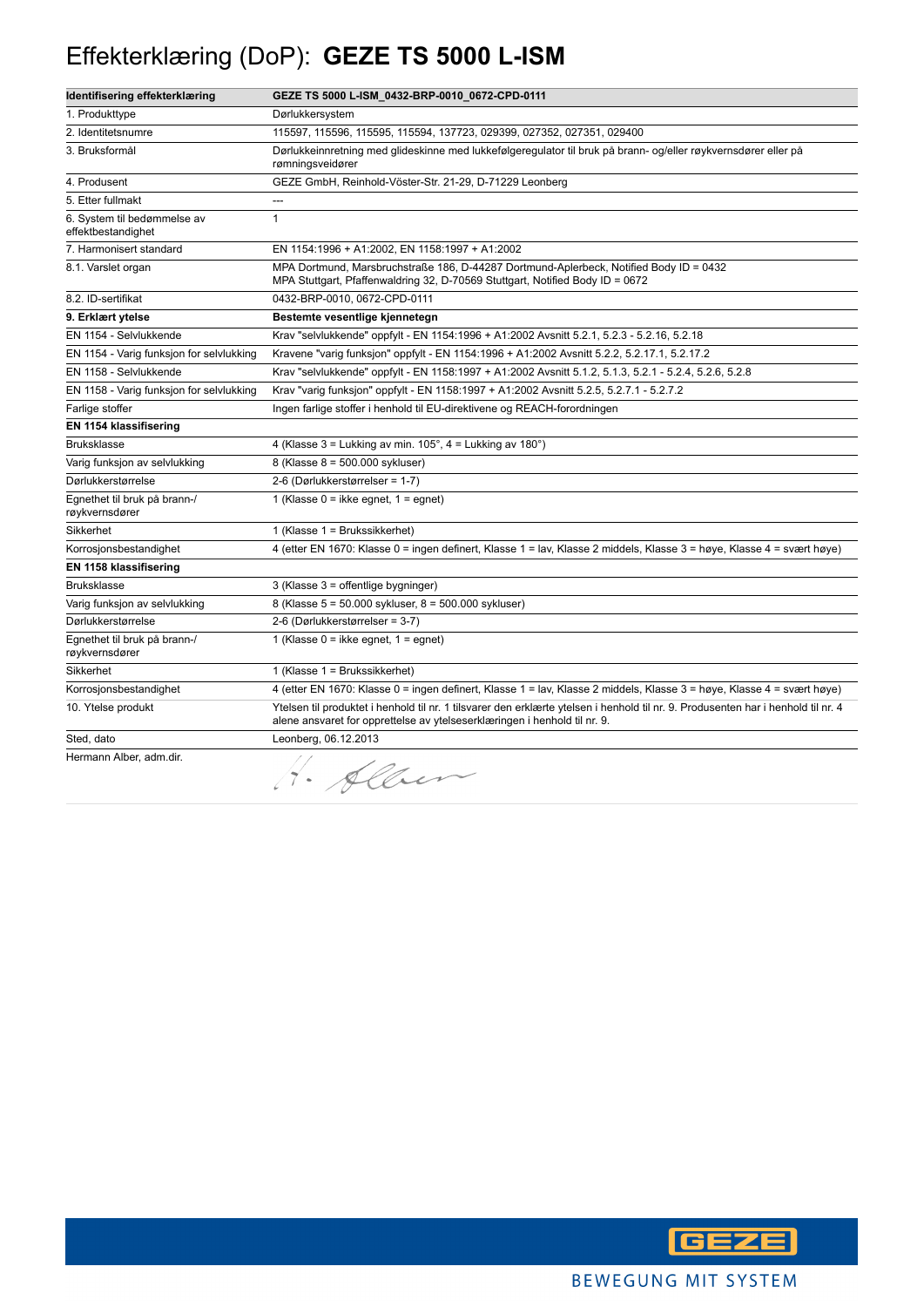# Effekterklæring (DoP): **GEZE TS 5000 L-ISM**

| Identifisering effekterklæring | GEZE TS 5000 L-ISM_0432-BRP-0010_0672-CPD-0111 |
|---|---|
| 1. Produkttype | Dørlukkersystem |
| 2. Identitetsnumre | 115597, 115596, 115595, 115594, 137723, 029399, 027352, 027351, 029400 |
| 3. Bruksformål | Dørlukkeinnretning med glideskinne med lukkefølgeregulator til bruk på brann- og/eller røykvernsdører eller på rømningsveidører |
| 4. Produsent | GEZE GmbH, Reinhold-Vöster-Str. 21-29, D-71229 Leonberg |
| 5. Etter fullmakt | --- |
| 6. System til bedømmelse av effektbestandighet | 1 |
| 7. Harmonisert standard | EN 1154:1996 + A1:2002, EN 1158:1997 + A1:2002 |
| 8.1. Varslet organ | MPA Dortmund, Marsbruchstraße 186, D-44287 Dortmund-Aplerbeck, Notified Body ID = 0432<br>MPA Stuttgart, Pfaffenwaldring 32, D-70569 Stuttgart, Notified Body ID = 0672 |
| 8.2. ID-sertifikat | 0432-BRP-0010, 0672-CPD-0111 |
| **9. Erklært ytelse** | **Bestemte vesentlige kjennetegn** |
| EN 1154 - Selvlukkende | Krav "selvlukkende" oppfylt - EN 1154:1996 + A1:2002 Avsnitt 5.2.1, 5.2.3 - 5.2.16, 5.2.18 |
| EN 1154 - Varig funksjon for selvlukking | Kravene "varig funksjon" oppfylt - EN 1154:1996 + A1:2002 Avsnitt 5.2.2, 5.2.17.1, 5.2.17.2 |
| EN 1158 - Selvlukkende | Krav "selvlukkende" oppfylt - EN 1158:1997 + A1:2002 Avsnitt 5.1.2, 5.1.3, 5.2.1 - 5.2.4, 5.2.6, 5.2.8 |
| EN 1158 - Varig funksjon for selvlukking | Krav "varig funksjon" oppfylt - EN 1158:1997 + A1:2002 Avsnitt 5.2.5, 5.2.7.1 - 5.2.7.2 |
| Farlige stoffer | Ingen farlige stoffer i henhold til EU-direktivene og REACH-forordningen |
| **EN 1154 klassifisering** | |
| Bruksklasse | 4 (Klasse 3 = Lukking av min. 105°, 4 = Lukking av 180°) |
| Varig funksjon av selvlukking | 8 (Klasse 8 = 500.000 sykluser) |
| Dørlukkerstørrelse | 2-6 (Dørlukkerstørrelser = 1-7) |
| Egnethet til bruk på brann-/ røykvernsdører | 1 (Klasse 0 = ikke egnet, 1 = egnet) |
| Sikkerhet | 1 (Klasse 1 = Brukssikkerhet) |
| Korrosjonsbestandighet | 4 (etter EN 1670: Klasse 0 = ingen definert, Klasse 1 = lav, Klasse 2 middels, Klasse 3 = høye, Klasse 4 = svært høye) |
| **EN 1158 klassifisering** | |
| Bruksklasse | 3 (Klasse 3 = offentlige bygninger) |
| Varig funksjon av selvlukking | 8 (Klasse 5 = 50.000 sykluser, 8 = 500.000 sykluser) |
| Dørlukkerstørrelse | 2-6 (Dørlukkerstørrelser = 3-7) |
| Egnethet til bruk på brann-/ røykvernsdører | 1 (Klasse 0 = ikke egnet, 1 = egnet) |
| Sikkerhet | 1 (Klasse 1 = Brukssikkerhet) |
| Korrosjonsbestandighet | 4 (etter EN 1670: Klasse 0 = ingen definert, Klasse 1 = lav, Klasse 2 middels, Klasse 3 = høye, Klasse 4 = svært høye) |
| 10. Ytelse produkt | Ytelsen til produktet i henhold til nr. 1 tilsvarer den erklærte ytelsen i henhold til nr. 9. Produsenten har i henhold til nr. 4 alene ansvaret for opprettelse av ytelseserklæringen i henhold til nr. 9. |
| Sted, dato | Leonberg, 06.12.2013 |
| Hermann Alber, adm.dir. | H. Alber |

GEZE

BEWEGUNG MIT SYSTEM